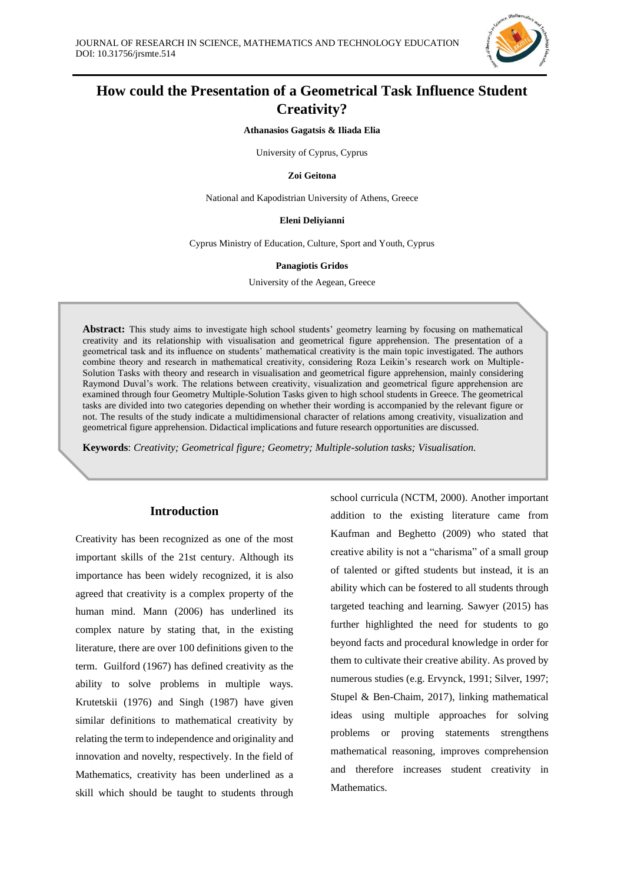# How could the Presentation of a Geometrical Task Influence Student Creativity?

**Athanasios Gagatsis & Iliada Elia**

University of Cyprus, Cyprus

**Zoi Geitona**

National and Kapodistrian University of Athens, Greece

**Eleni Deliyianni**

Cyprus Ministry of Education, Culture, Sport and Youth, Cyprus

**Panagiotis Gridos**

University of the Aegean, Greece

**Abstract:** This study aims to investigate high school students' geometry learning by focusing on mathematical creativity and its relationship with visualisation and geometrical figure apprehension. The presentation of a geometrical task and its influence on students' mathematical creativity is the main topic investigated. The authors combine theory and research in mathematical creativity, considering Roza Leikin's research work on Multiple-Solution Tasks with theory and research in visualisation and geometrical figure apprehension, mainly considering Raymond Duval's work. The relations between creativity, visualization and geometrical figure apprehension are examined through four Geometry Multiple-Solution Tasks given to high school students in Greece. The geometrical tasks are divided into two categories depending on whether their wording is accompanied by the relevant figure or not. The results of the study indicate a multidimensional character of relations among creativity, visualization and geometrical figure apprehension. Didactical implications and future research opportunities are discussed.

**Keywords**: *Creativity; Geometrical figure; Geometry; Multiple-solution tasks; Visualisation.*

## Introduction

Creativity has been recognized as one of the most important skills of the 21st century. Although its importance has been widely recognized, it is also agreed that creativity is a complex property of the human mind. Mann (2006) has underlined its complex nature by stating that, in the existing literature, there are over 100 definitions given to the term. Guilford (1967) has defined creativity as the ability to solve problems in multiple ways. Krutetskii (1976) and Singh (1987) have given similar definitions to mathematical creativity by relating the term to independence and originality and innovation and novelty, respectively. In the field of Mathematics, creativity has been underlined as a skill which should be taught to students through school curricula (NCTM, 2000). Another important addition to the existing literature came from Kaufman and Beghetto (2009) who stated that creative ability is not a "charisma" of a small group of talented or gifted students but instead, it is an ability which can be fostered to all students through targeted teaching and learning. Sawyer (2015) has further highlighted the need for students to go beyond facts and procedural knowledge in order for them to cultivate their creative ability. As proved by numerous studies (e.g. Ervynck, 1991; Silver, 1997; Stupel & Ben-Chaim, 2017), linking mathematical ideas using multiple approaches for solving problems or proving statements strengthens mathematical reasoning, improves comprehension and therefore increases student creativity in Mathematics.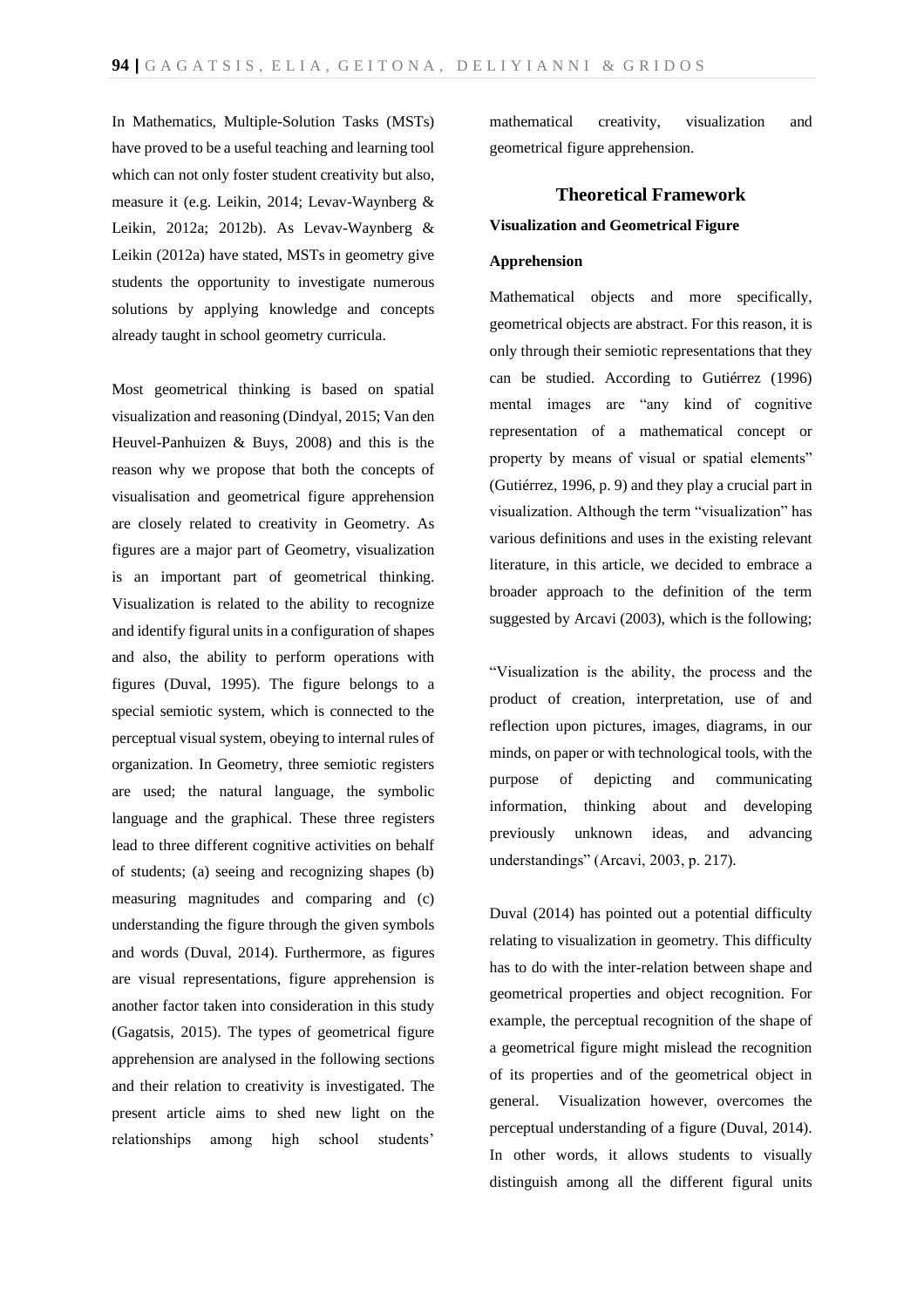In Mathematics, Multiple-Solution Tasks (MSTs) have proved to be a useful teaching and learning tool which can not only foster student creativity but also, measure it (e.g. Leikin, 2014; Levav-Waynberg & Leikin, 2012a; 2012b). As Levav-Waynberg & Leikin (2012a) have stated, MSTs in geometry give students the opportunity to investigate numerous solutions by applying knowledge and concepts already taught in school geometry curricula.

Most geometrical thinking is based on spatial visualization and reasoning (Dindyal, 2015; Van den Heuvel-Panhuizen & Buys, 2008) and this is the reason why we propose that both the concepts of visualisation and geometrical figure apprehension are closely related to creativity in Geometry. As figures are a major part of Geometry, visualization is an important part of geometrical thinking. Visualization is related to the ability to recognize and identify figural units in a configuration of shapes and also, the ability to perform operations with figures (Duval, 1995). The figure belongs to a special semiotic system, which is connected to the perceptual visual system, obeying to internal rules of organization. In Geometry, three semiotic registers are used; the natural language, the symbolic language and the graphical. These three registers lead to three different cognitive activities on behalf of students; (a) seeing and recognizing shapes (b) measuring magnitudes and comparing and (c) understanding the figure through the given symbols and words (Duval, 2014). Furthermore, as figures are visual representations, figure apprehension is another factor taken into consideration in this study (Gagatsis, 2015). The types of geometrical figure apprehension are analysed in the following sections and their relation to creativity is investigated. The present article aims to shed new light on the relationships among high school students' mathematical creativity, visualization and geometrical figure apprehension.

## Theoretical Framework

### Visualization and Geometrical Figure Apprehension

Mathematical objects and more specifically, geometrical objects are abstract. For this reason, it is only through their semiotic representations that they can be studied. According to Gutiérrez (1996) mental images are "any kind of cognitive representation of a mathematical concept or property by means of visual or spatial elements" (Gutiérrez, 1996, p. 9) and they play a crucial part in visualization. Although the term "visualization" has various definitions and uses in the existing relevant literature, in this article, we decided to embrace a broader approach to the definition of the term suggested by Arcavi (2003), which is the following;

"Visualization is the ability, the process and the product of creation, interpretation, use of and reflection upon pictures, images, diagrams, in our minds, on paper or with technological tools, with the purpose of depicting and communicating information, thinking about and developing previously unknown ideas, and advancing understandings" (Arcavi, 2003, p. 217).

Duval (2014) has pointed out a potential difficulty relating to visualization in geometry. This difficulty has to do with the inter-relation between shape and geometrical properties and object recognition. For example, the perceptual recognition of the shape of a geometrical figure might mislead the recognition of its properties and of the geometrical object in general. Visualization however, overcomes the perceptual understanding of a figure (Duval, 2014). In other words, it allows students to visually distinguish among all the different figural units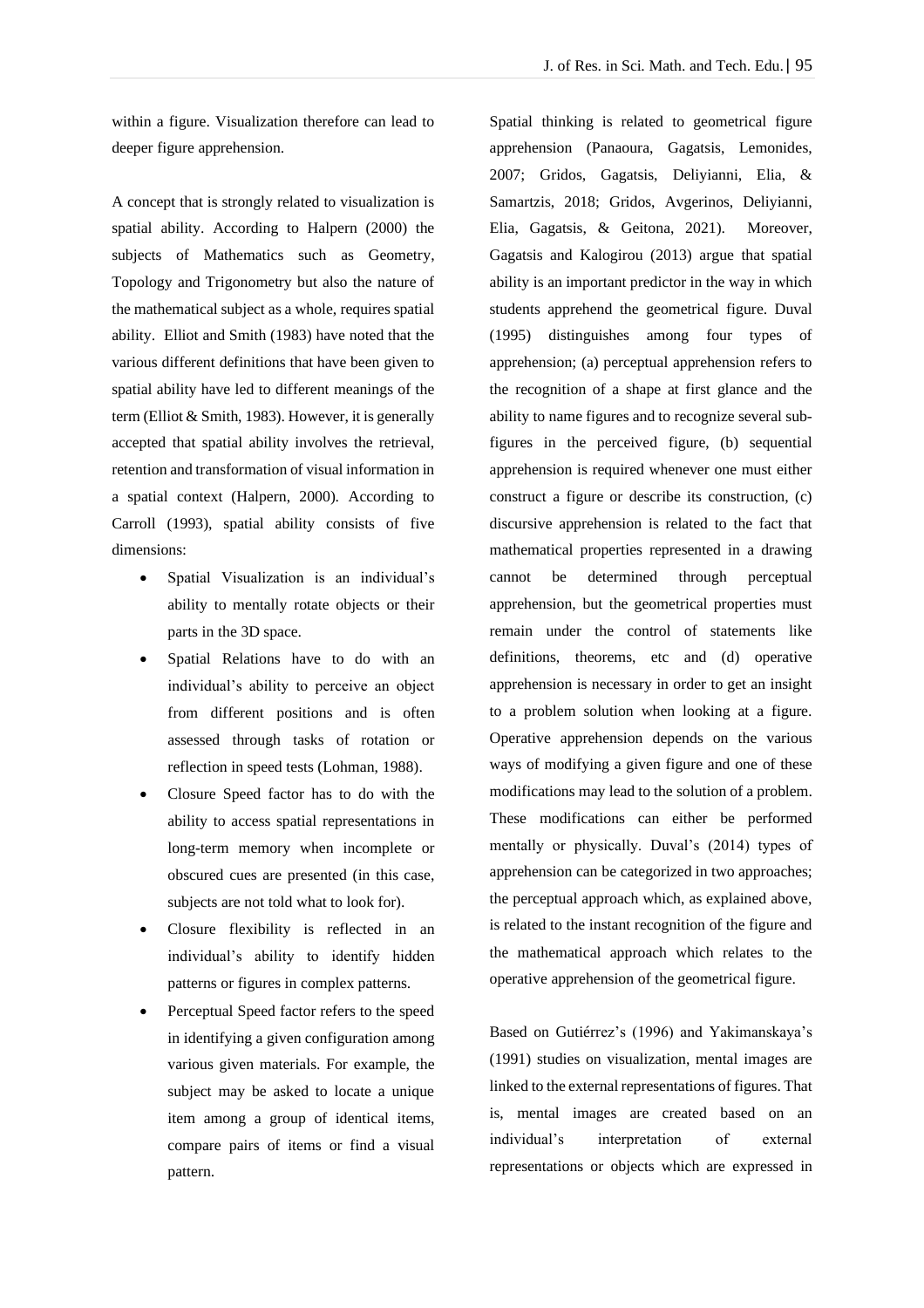within a figure. Visualization therefore can lead to deeper figure apprehension.

A concept that is strongly related to visualization is spatial ability. According to Halpern (2000) the subjects of Mathematics such as Geometry, Topology and Trigonometry but also the nature of the mathematical subject as a whole, requires spatial ability. Elliot and Smith (1983) have noted that the various different definitions that have been given to spatial ability have led to different meanings of the term (Elliot & Smith, 1983). However, it is generally accepted that spatial ability involves the retrieval, retention and transformation of visual information in a spatial context (Halpern, 2000). According to Carroll (1993), spatial ability consists of five dimensions:

- Spatial Visualization is an individual's ability to mentally rotate objects or their parts in the 3D space.
- Spatial Relations have to do with an individual's ability to perceive an object from different positions and is often assessed through tasks of rotation or reflection in speed tests (Lohman, 1988).
- Closure Speed factor has to do with the ability to access spatial representations in long-term memory when incomplete or obscured cues are presented (in this case, subjects are not told what to look for).
- Closure flexibility is reflected in an individual's ability to identify hidden patterns or figures in complex patterns.
- Perceptual Speed factor refers to the speed in identifying a given configuration among various given materials. For example, the subject may be asked to locate a unique item among a group of identical items, compare pairs of items or find a visual pattern.

Spatial thinking is related to geometrical figure apprehension (Panaoura, Gagatsis, Lemonides, 2007; Gridos, Gagatsis, Deliyianni, Elia, & Samartzis, 2018; Gridos, Avgerinos, Deliyianni, Elia, Gagatsis, & Geitona, 2021). Moreover, Gagatsis and Kalogirou (2013) argue that spatial ability is an important predictor in the way in which students apprehend the geometrical figure. Duval (1995) distinguishes among four types of apprehension; (a) perceptual apprehension refers to the recognition of a shape at first glance and the ability to name figures and to recognize several sub-figures in the perceived figure, (b) sequential apprehension is required whenever one must either construct a figure or describe its construction, (c) discursive apprehension is related to the fact that mathematical properties represented in a drawing cannot be determined through perceptual apprehension, but the geometrical properties must remain under the control of statements like definitions, theorems, etc and (d) operative apprehension is necessary in order to get an insight to a problem solution when looking at a figure. Operative apprehension depends on the various ways of modifying a given figure and one of these modifications may lead to the solution of a problem. These modifications can either be performed mentally or physically. Duval's (2014) types of apprehension can be categorized in two approaches; the perceptual approach which, as explained above, is related to the instant recognition of the figure and the mathematical approach which relates to the operative apprehension of the geometrical figure.

Based on Gutiérrez's (1996) and Yakimanskaya's (1991) studies on visualization, mental images are linked to the external representations of figures. That is, mental images are created based on an individual's interpretation of external representations or objects which are expressed in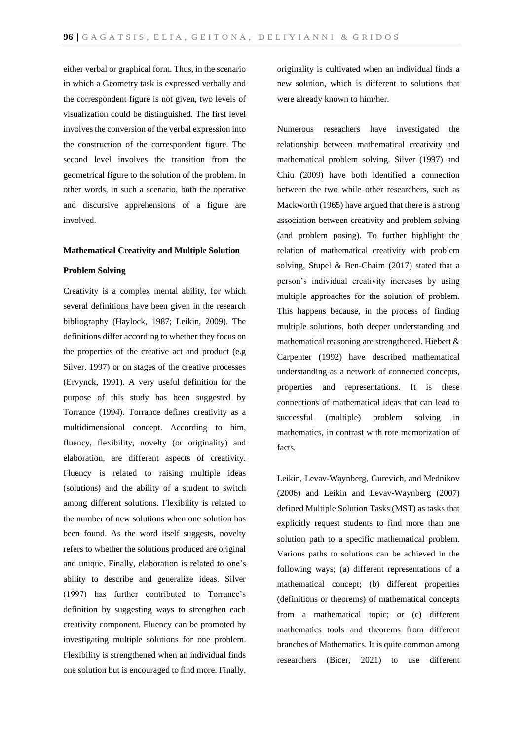either verbal or graphical form. Thus, in the scenario in which a Geometry task is expressed verbally and the correspondent figure is not given, two levels of visualization could be distinguished. The first level involves the conversion of the verbal expression into the construction of the correspondent figure. The second level involves the transition from the geometrical figure to the solution of the problem. In other words, in such a scenario, both the operative and discursive apprehensions of a figure are involved.

### Mathematical Creativity and Multiple Solution Problem Solving

Creativity is a complex mental ability, for which several definitions have been given in the research bibliography (Haylock, 1987; Leikin, 2009). The definitions differ according to whether they focus on the properties of the creative act and product (e.g Silver, 1997) or on stages of the creative processes (Ervynck, 1991). A very useful definition for the purpose of this study has been suggested by Torrance (1994). Torrance defines creativity as a multidimensional concept. According to him, fluency, flexibility, novelty (or originality) and elaboration, are different aspects of creativity. Fluency is related to raising multiple ideas (solutions) and the ability of a student to switch among different solutions. Flexibility is related to the number of new solutions when one solution has been found. As the word itself suggests, novelty refers to whether the solutions produced are original and unique. Finally, elaboration is related to one's ability to describe and generalize ideas. Silver (1997) has further contributed to Torrance's definition by suggesting ways to strengthen each creativity component. Fluency can be promoted by investigating multiple solutions for one problem. Flexibility is strengthened when an individual finds one solution but is encouraged to find more. Finally, originality is cultivated when an individual finds a new solution, which is different to solutions that were already known to him/her.

Numerous reseachers have investigated the relationship between mathematical creativity and mathematical problem solving. Silver (1997) and Chiu (2009) have both identified a connection between the two while other researchers, such as Mackworth (1965) have argued that there is a strong association between creativity and problem solving (and problem posing). To further highlight the relation of mathematical creativity with problem solving, Stupel & Ben-Chaim (2017) stated that a person's individual creativity increases by using multiple approaches for the solution of problem. This happens because, in the process of finding multiple solutions, both deeper understanding and mathematical reasoning are strengthened. Hiebert & Carpenter (1992) have described mathematical understanding as a network of connected concepts, properties and representations. It is these connections of mathematical ideas that can lead to successful (multiple) problem solving in mathematics, in contrast with rote memorization of facts.

Leikin, Levav-Waynberg, Gurevich, and Mednikov (2006) and Leikin and Levav-Waynberg (2007) defined Multiple Solution Tasks (MST) as tasks that explicitly request students to find more than one solution path to a specific mathematical problem. Various paths to solutions can be achieved in the following ways; (a) different representations of a mathematical concept; (b) different properties (definitions or theorems) of mathematical concepts from a mathematical topic; or (c) different mathematics tools and theorems from different branches of Mathematics. It is quite common among researchers (Bicer, 2021) to use different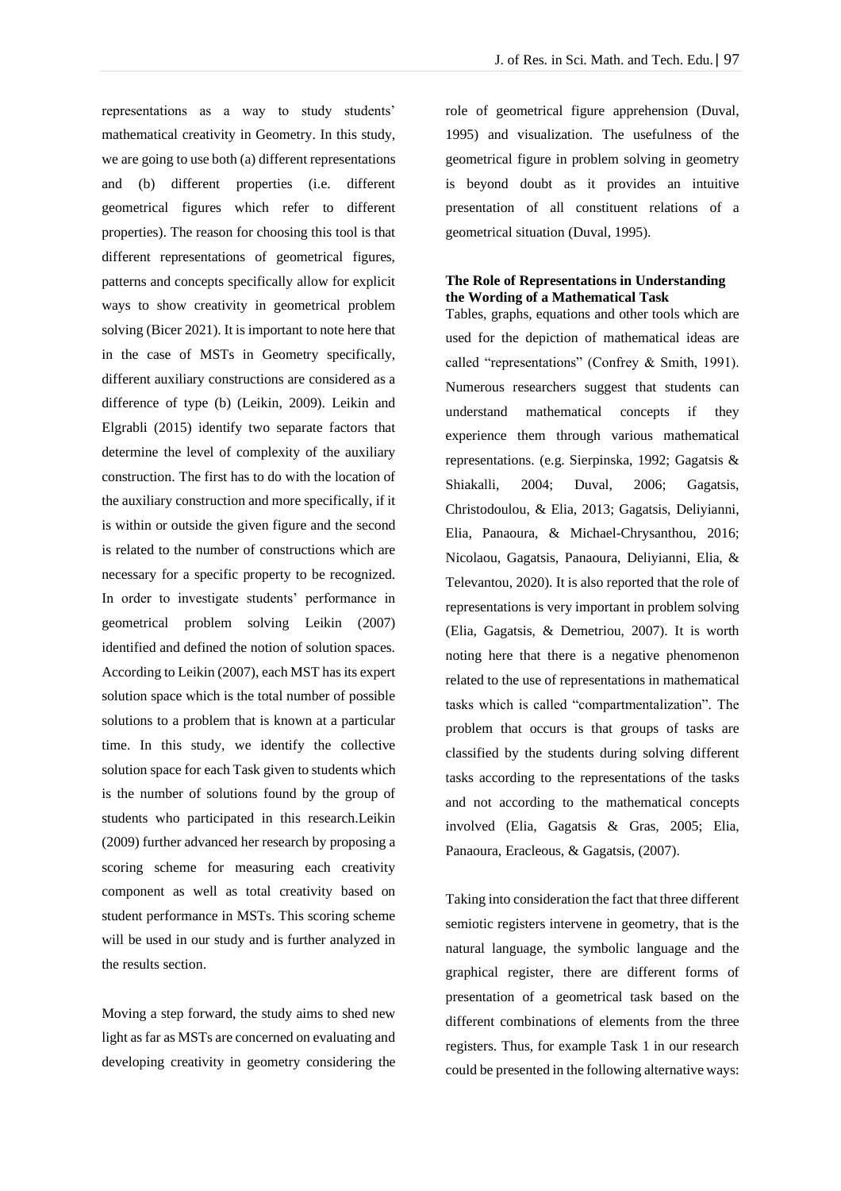representations as a way to study students' mathematical creativity in Geometry. In this study, we are going to use both (a) different representations and (b) different properties (i.e. different geometrical figures which refer to different properties). The reason for choosing this tool is that different representations of geometrical figures, patterns and concepts specifically allow for explicit ways to show creativity in geometrical problem solving (Bicer 2021). It is important to note here that in the case of MSTs in Geometry specifically, different auxiliary constructions are considered as a difference of type (b) (Leikin, 2009). Leikin and Elgrabli (2015) identify two separate factors that determine the level of complexity of the auxiliary construction. The first has to do with the location of the auxiliary construction and more specifically, if it is within or outside the given figure and the second is related to the number of constructions which are necessary for a specific property to be recognized. In order to investigate students' performance in geometrical problem solving Leikin (2007) identified and defined the notion of solution spaces. According to Leikin (2007), each MST has its expert solution space which is the total number of possible solutions to a problem that is known at a particular time. In this study, we identify the collective solution space for each Task given to students which is the number of solutions found by the group of students who participated in this research.Leikin (2009) further advanced her research by proposing a scoring scheme for measuring each creativity component as well as total creativity based on student performance in MSTs. This scoring scheme will be used in our study and is further analyzed in the results section.

Moving a step forward, the study aims to shed new light as far as MSTs are concerned on evaluating and developing creativity in geometry considering the role of geometrical figure apprehension (Duval, 1995) and visualization. The usefulness of the geometrical figure in problem solving in geometry is beyond doubt as it provides an intuitive presentation of all constituent relations of a geometrical situation (Duval, 1995).

### The Role of Representations in Understanding the Wording of a Mathematical Task

Tables, graphs, equations and other tools which are used for the depiction of mathematical ideas are called "representations" (Confrey & Smith, 1991). Numerous researchers suggest that students can understand mathematical concepts if they experience them through various mathematical representations. (e.g. Sierpinska, 1992; Gagatsis & Shiakalli, 2004; Duval, 2006; Gagatsis, Christodoulou, & Elia, 2013; Gagatsis, Deliyianni, Elia, Panaoura, & Michael-Chrysanthou, 2016; Nicolaou, Gagatsis, Panaoura, Deliyianni, Elia, & Televantou, 2020). It is also reported that the role of representations is very important in problem solving (Elia, Gagatsis, & Demetriou, 2007). It is worth noting here that there is a negative phenomenon related to the use of representations in mathematical tasks which is called "compartmentalization". The problem that occurs is that groups of tasks are classified by the students during solving different tasks according to the representations of the tasks and not according to the mathematical concepts involved (Elia, Gagatsis & Gras, 2005; Elia, Panaoura, Eracleous, & Gagatsis, (2007).

Taking into consideration the fact that three different semiotic registers intervene in geometry, that is the natural language, the symbolic language and the graphical register, there are different forms of presentation of a geometrical task based on the different combinations of elements from the three registers. Thus, for example Task 1 in our research could be presented in the following alternative ways: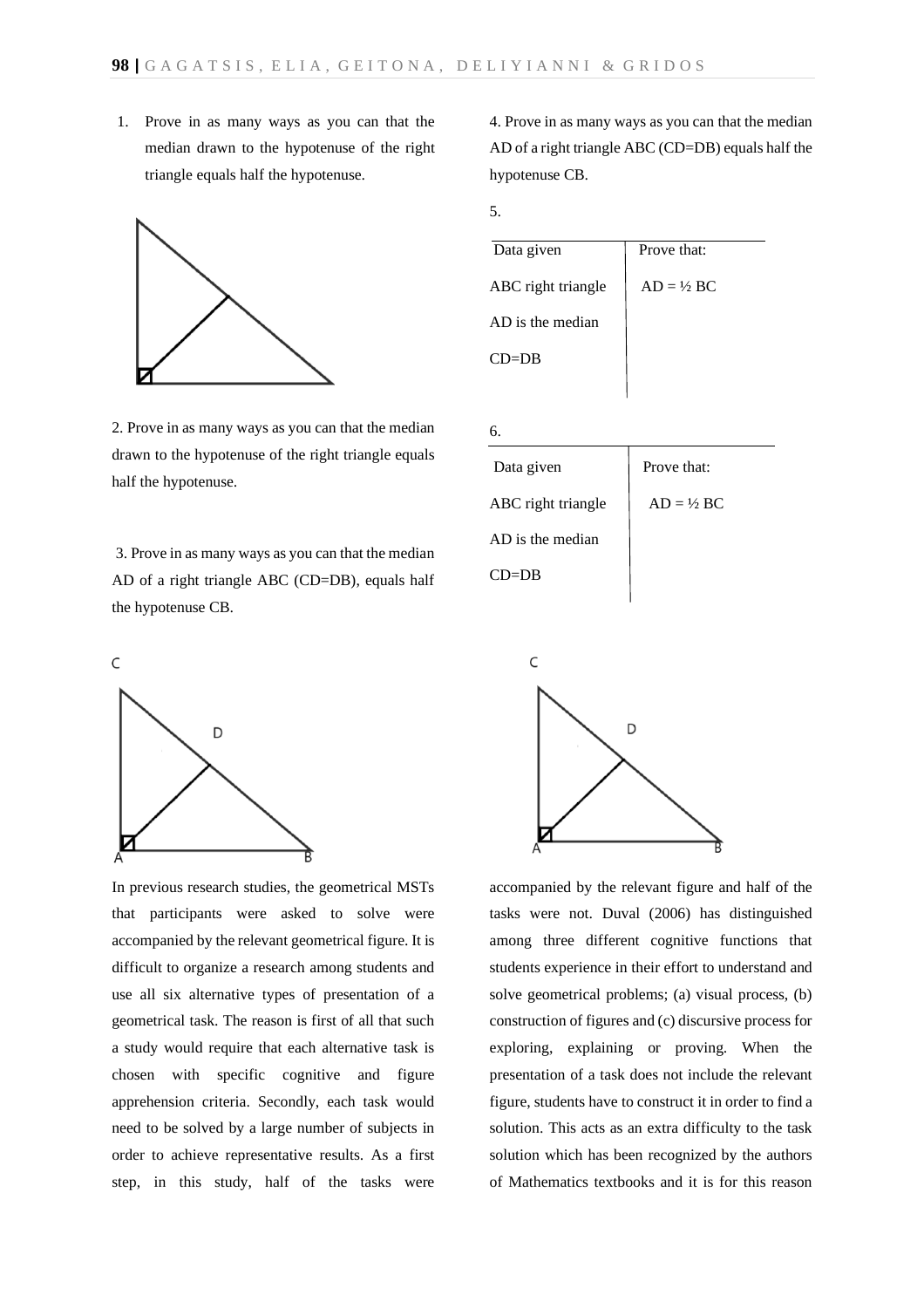1. Prove in as many ways as you can that the median drawn to the hypotenuse of the right triangle equals half the hypotenuse.

2. Prove in as many ways as you can that the median drawn to the hypotenuse of the right triangle equals half the hypotenuse.

3. Prove in as many ways as you can that the median AD of a right triangle ABC (CD=DB), equals half the hypotenuse CB.

4. Prove in as many ways as you can that the median AD of a right triangle ABC (CD=DB) equals half the hypotenuse CB.

5.

| Data given | Prove that: |
|---|---|
| ABC right triangle | AD = ½ BC |
| AD is the median | |
| CD=DB | |

6.

| Data given | Prove that: |
|---|---|
| ABC right triangle | AD = ½ BC |
| AD is the median | |
| CD=DB | |

In previous research studies, the geometrical MSTs that participants were asked to solve were accompanied by the relevant geometrical figure. It is difficult to organize a research among students and use all six alternative types of presentation of a geometrical task. The reason is first of all that such a study would require that each alternative task is chosen with specific cognitive and figure apprehension criteria. Secondly, each task would need to be solved by a large number of subjects in order to achieve representative results. As a first step, in this study, half of the tasks were accompanied by the relevant figure and half of the tasks were not. Duval (2006) has distinguished among three different cognitive functions that students experience in their effort to understand and solve geometrical problems; (a) visual process, (b) construction of figures and (c) discursive process for exploring, explaining or proving. When the presentation of a task does not include the relevant figure, students have to construct it in order to find a solution. This acts as an extra difficulty to the task solution which has been recognized by the authors of Mathematics textbooks and it is for this reason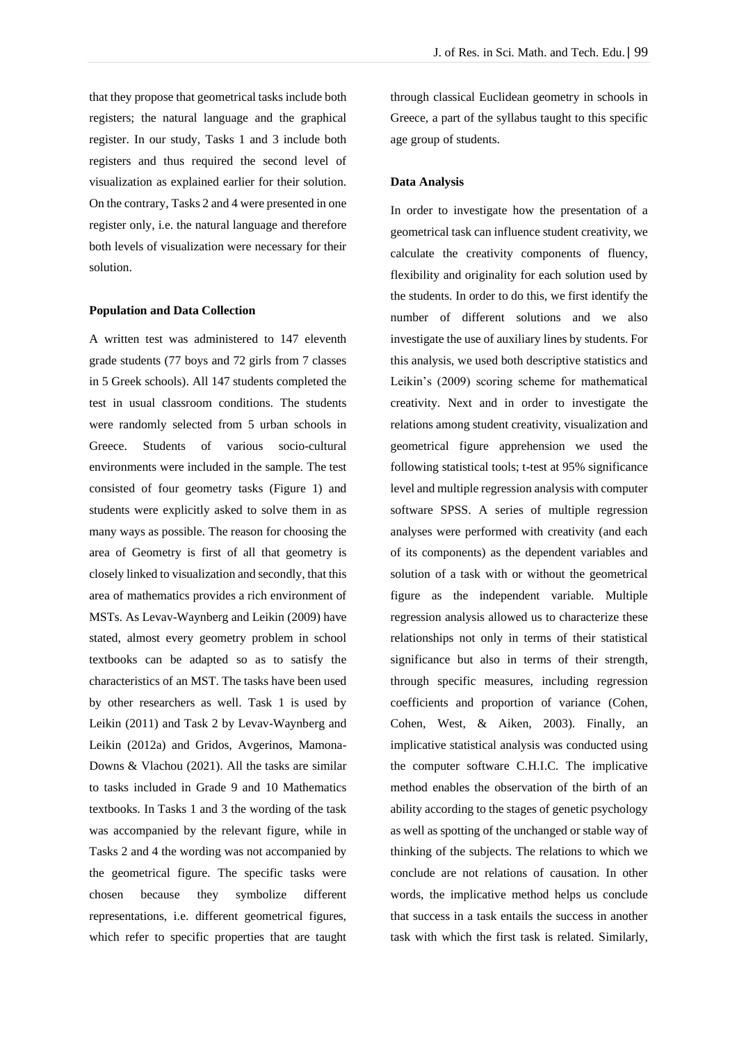that they propose that geometrical tasks include both registers; the natural language and the graphical register. In our study, Tasks 1 and 3 include both registers and thus required the second level of visualization as explained earlier for their solution. On the contrary, Tasks 2 and 4 were presented in one register only, i.e. the natural language and therefore both levels of visualization were necessary for their solution.

**Population and Data Collection**

A written test was administered to 147 eleventh grade students (77 boys and 72 girls from 7 classes in 5 Greek schools). All 147 students completed the test in usual classroom conditions. The students were randomly selected from 5 urban schools in Greece. Students of various socio-cultural environments were included in the sample. The test consisted of four geometry tasks (Figure 1) and students were explicitly asked to solve them in as many ways as possible. The reason for choosing the area of Geometry is first of all that geometry is closely linked to visualization and secondly, that this area of mathematics provides a rich environment of MSTs. As Levav-Waynberg and Leikin (2009) have stated, almost every geometry problem in school textbooks can be adapted so as to satisfy the characteristics of an MST. The tasks have been used by other researchers as well. Task 1 is used by Leikin (2011) and Task 2 by Levav-Waynberg and Leikin (2012a) and Gridos, Avgerinos, Mamona-Downs & Vlachou (2021). All the tasks are similar to tasks included in Grade 9 and 10 Mathematics textbooks. In Tasks 1 and 3 the wording of the task was accompanied by the relevant figure, while in Tasks 2 and 4 the wording was not accompanied by the geometrical figure. The specific tasks were chosen because they symbolize different representations, i.e. different geometrical figures, which refer to specific properties that are taught through classical Euclidean geometry in schools in Greece, a part of the syllabus taught to this specific age group of students.

**Data Analysis**

In order to investigate how the presentation of a geometrical task can influence student creativity, we calculate the creativity components of fluency, flexibility and originality for each solution used by the students. In order to do this, we first identify the number of different solutions and we also investigate the use of auxiliary lines by students. For this analysis, we used both descriptive statistics and Leikin's (2009) scoring scheme for mathematical creativity. Next and in order to investigate the relations among student creativity, visualization and geometrical figure apprehension we used the following statistical tools; t-test at 95% significance level and multiple regression analysis with computer software SPSS. A series of multiple regression analyses were performed with creativity (and each of its components) as the dependent variables and solution of a task with or without the geometrical figure as the independent variable. Multiple regression analysis allowed us to characterize these relationships not only in terms of their statistical significance but also in terms of their strength, through specific measures, including regression coefficients and proportion of variance (Cohen, Cohen, West, & Aiken, 2003). Finally, an implicative statistical analysis was conducted using the computer software C.H.I.C. The implicative method enables the observation of the birth of an ability according to the stages of genetic psychology as well as spotting of the unchanged or stable way of thinking of the subjects. The relations to which we conclude are not relations of causation. In other words, the implicative method helps us conclude that success in a task entails the success in another task with which the first task is related. Similarly,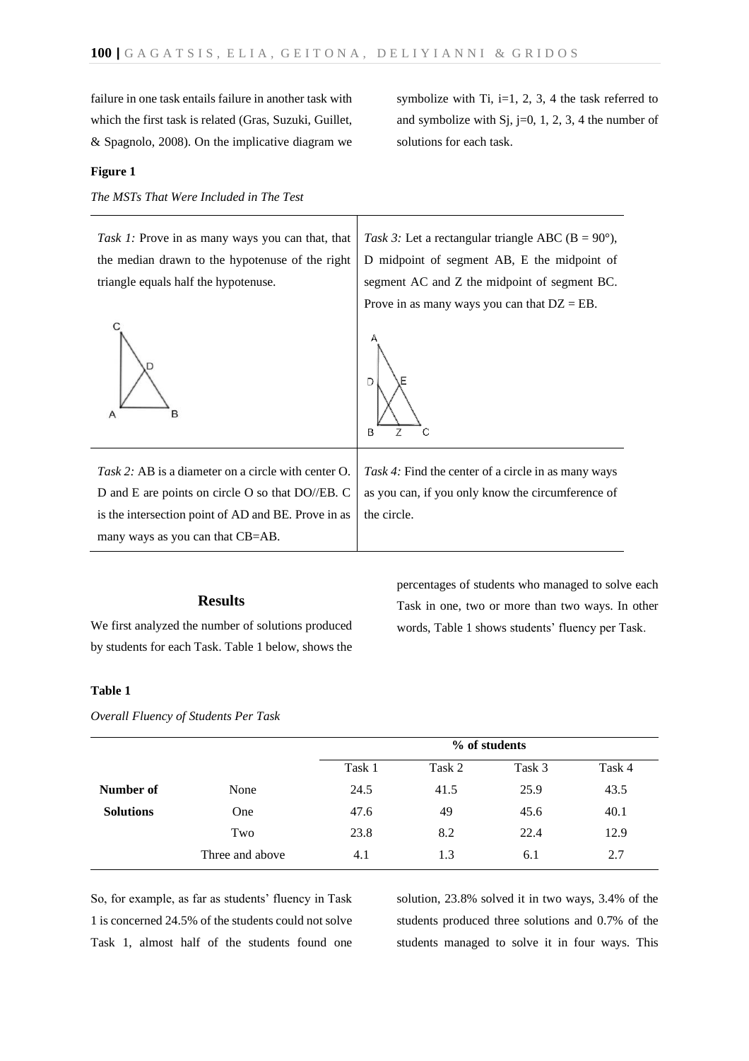failure in one task entails failure in another task with which the first task is related (Gras, Suzuki, Guillet, & Spagnolo, 2008). On the implicative diagram we symbolize with Ti, i=1, 2, 3, 4 the task referred to and symbolize with Sj, j=0, 1, 2, 3, 4 the number of solutions for each task.

**Figure 1**

*The MSTs That Were Included in The Test*

| | |
|---|---|
| *Task 1:* Prove in as many ways you can that, that the median drawn to the hypotenuse of the right triangle equals half the hypotenuse. | *Task 3:* Let a rectangular triangle ABC (B = 90°), D midpoint of segment AB, E the midpoint of segment AC and Z the midpoint of segment BC. Prove in as many ways you can that DZ = EB. |
| *Task 2:* AB is a diameter on a circle with center O. D and E are points on circle O so that DO//EB. C is the intersection point of AD and BE. Prove in as many ways as you can that CB=AB. | *Task 4:* Find the center of a circle in as many ways as you can, if you only know the circumference of the circle. |

## Results

We first analyzed the number of solutions produced by students for each Task. Table 1 below, shows the percentages of students who managed to solve each Task in one, two or more than two ways. In other words, Table 1 shows students' fluency per Task.

**Table 1**

*Overall Fluency of Students Per Task*

| | | % of students | | | |
|---|---|---|---|---|---|
| | | Task 1 | Task 2 | Task 3 | Task 4 |
| **Number of Solutions** | None | 24.5 | 41.5 | 25.9 | 43.5 |
| | One | 47.6 | 49 | 45.6 | 40.1 |
| | Two | 23.8 | 8.2 | 22.4 | 12.9 |
| | Three and above | 4.1 | 1.3 | 6.1 | 2.7 |

So, for example, as far as students' fluency in Task 1 is concerned 24.5% of the students could not solve Task 1, almost half of the students found one solution, 23.8% solved it in two ways, 3.4% of the students produced three solutions and 0.7% of the students managed to solve it in four ways. This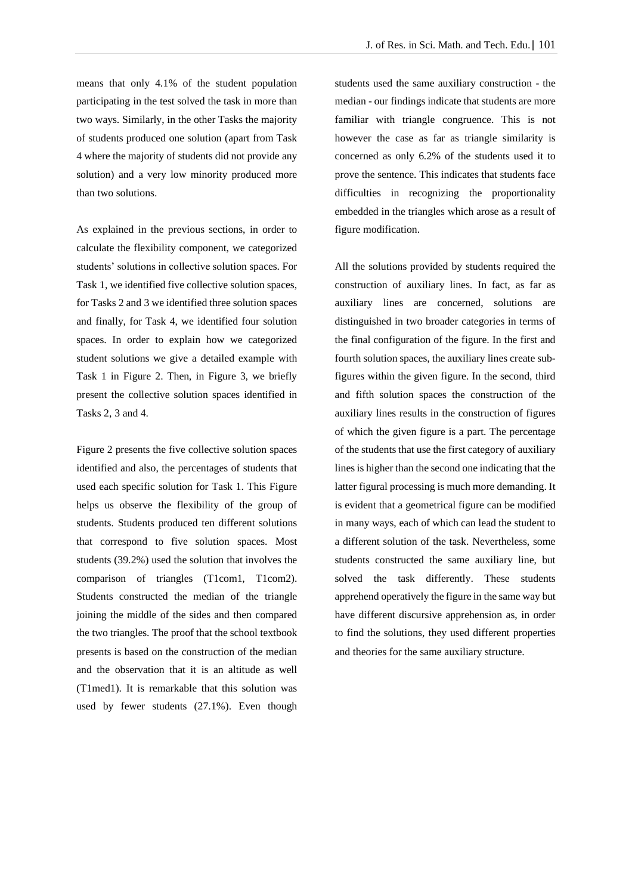means that only 4.1% of the student population participating in the test solved the task in more than two ways. Similarly, in the other Tasks the majority of students produced one solution (apart from Task 4 where the majority of students did not provide any solution) and a very low minority produced more than two solutions.

As explained in the previous sections, in order to calculate the flexibility component, we categorized students' solutions in collective solution spaces. For Task 1, we identified five collective solution spaces, for Tasks 2 and 3 we identified three solution spaces and finally, for Task 4, we identified four solution spaces. In order to explain how we categorized student solutions we give a detailed example with Task 1 in Figure 2. Then, in Figure 3, we briefly present the collective solution spaces identified in Tasks 2, 3 and 4.

Figure 2 presents the five collective solution spaces identified and also, the percentages of students that used each specific solution for Task 1. This Figure helps us observe the flexibility of the group of students. Students produced ten different solutions that correspond to five solution spaces. Most students (39.2%) used the solution that involves the comparison of triangles (T1com1, T1com2). Students constructed the median of the triangle joining the middle of the sides and then compared the two triangles. The proof that the school textbook presents is based on the construction of the median and the observation that it is an altitude as well (T1med1). It is remarkable that this solution was used by fewer students (27.1%). Even though students used the same auxiliary construction - the median - our findings indicate that students are more familiar with triangle congruence. This is not however the case as far as triangle similarity is concerned as only 6.2% of the students used it to prove the sentence. This indicates that students face difficulties in recognizing the proportionality embedded in the triangles which arose as a result of figure modification.

All the solutions provided by students required the construction of auxiliary lines. In fact, as far as auxiliary lines are concerned, solutions are distinguished in two broader categories in terms of the final configuration of the figure. In the first and fourth solution spaces, the auxiliary lines create sub-figures within the given figure. In the second, third and fifth solution spaces the construction of the auxiliary lines results in the construction of figures of which the given figure is a part. The percentage of the students that use the first category of auxiliary lines is higher than the second one indicating that the latter figural processing is much more demanding. It is evident that a geometrical figure can be modified in many ways, each of which can lead the student to a different solution of the task. Nevertheless, some students constructed the same auxiliary line, but solved the task differently. These students apprehend operatively the figure in the same way but have different discursive apprehension as, in order to find the solutions, they used different properties and theories for the same auxiliary structure.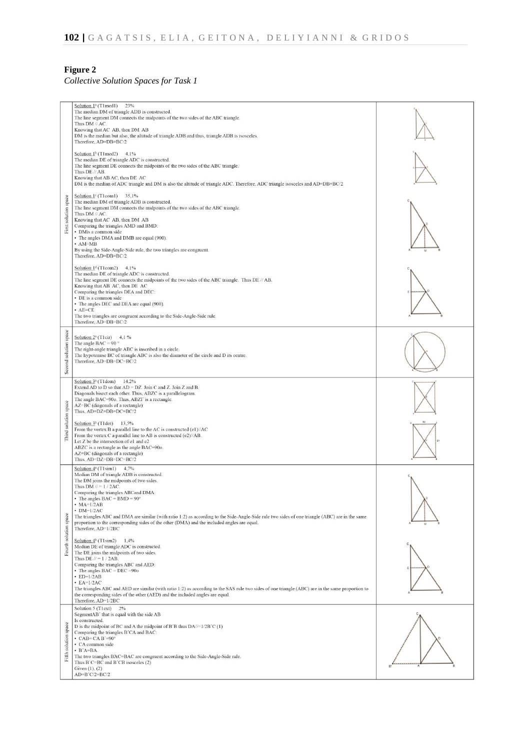**Figure 2**

*Collective Solution Spaces for Task 1*

| | | |
|---|---|---|
| First solution space | Solution 1ᵃ (T1med1) 23%<br>The median DM of triangle ADB is constructed.<br>The line segment DM connects the midpoints of the two sides of the ABC triangle.<br>Thus DM // AC.<br>Knowing that AC AB, then DM AB<br>DM is the median but also, the altitude of triangle ADB and thus, triangle ADB is isosceles.<br>Therefore, AD=DB=BC/2<br><br>Solution 1ᵇ (T1med2) 4,1%<br>The median DE of triangle ADC is constructed.<br>The line segment DE connects the midpoints of the two sides of the ABC triangle.<br>Thus DE // AB.<br>Knowing that AB AC, then DE AC<br>DM is the median of ADC triangle and DM is also the altitude of triangle ADC. Therefore, ADC triangle isosceles and AD=DB=BC/2<br><br>Solution 1ᶜ (T1com1) 35,1%<br>The median DM of triangle ADB is constructed.<br>The line segment DM connects the midpoints of the two sides of the ABC triangle.<br>Thus DM // AC.<br>Knowing that AC AB, then DM AB<br>Comparing the triangles AMD and BMD:<br>• DMis a common side<br>• The angles DMA and DMB are equal (900).<br>• AM=MB<br>By using the Side-Angle-Side rule, the two triangles are congruent.<br>Therefore, AD=DB=BC/2<br><br>Solution 1ᵈ (T1com2) 4,1%<br>The median DE of triangle ADC is constructed.<br>The line segment DE connects the midpoints of the two sides of the ABC triangle. Thus DE // AB.<br>Knowing that AB AC, then DE AC<br>Comparing the triangles DEA and DEC:<br>• DE is a common side<br>• The angles DEC and DEA are equal (900).<br>• AE=CE<br>The two triangles are congruent according to the Side-Angle-Side rule.<br>Therefore, AD=DB=BC/2 | |
| Second solution space | Solution 2ᵃ (T1cir) 4,1 %<br>The angle BAC = 90 °<br>The right-angle triangle ABC is inscribed in a circle.<br>The hypotenuse BC of triangle ABC is also the diameter of the circle and D its centre.<br>Therefore, AD=DB=DC=BC/2 | |
| Third solution space | Solution 3ᵃ (T1dom) 14,2%<br>Extend AD to D so that AD = DZ. Join C and Z. Join Z and B.<br>Diagonals bisect each other. Thus, ABZC is a parallelogram.<br>The angle BAC=90o. Thus, ABZΓ is a rectangle.<br>AZ=BC (diagonals of a rectangle)<br>Thus, AD=DZ=DB=DC=BC/2<br><br>Solution 3ᵇ (T1dot) 13,5%<br>From the vertex B a parallel line to the AC is constructed (e1)//AC<br>From the vertex C a parallel line to AB is constructed (e2)//AB.<br>Let Z be the intersection of e1 and e2<br>ABZC is a rectangle as the angle BAC=90o.<br>AZ=BC (diagonals of a rectangle)<br>Thus, AD=DZ=DB=DC=BC/2 | |
| Fourth solution space | Solution 4ᵃ (T1sim1) 4,7%<br>Median DM of triangle ADB is constructed.<br>The DM joins the midpoints of two sides.<br>Thus DM // = 1 / 2AC.<br>Comparing the triangles ABCand DMA:<br>• The angles BAC = BMD = 90°<br>• MA=1/2AB<br>• DM=1/2AC<br>The triangles ABC and DMA are similar (with ratio 1:2) as according to the Side-Angle-Side rule two sides of one triangle (ABC) are in the same proportion to the corresponding sides of the other (DMA) and the included angles are equal.<br>Therefore, AD=1/2BC<br><br>Solution 4ᵇ (T1sim2) 1,4%<br>Median DE of triangle ADC is constructed.<br>The DE joins the midpoints of two sides.<br>Thus DE // = 1 / 2AB.<br>Comparing the triangles ABC and AED:<br>• The angles BAC = DEC =90o<br>• ED=1/2AB<br>• EA=1/2AC<br>The triangles ABC and AED are similar (with ratio 1:2) as according to the SAS rule two sides of one triangle (ABC) are in the same proportion to the corresponding sides of the other (AED) and the included angles are equal.<br>Therefore, AD=1/2BC | |
| Fifth solution space | Solution 5 (T1ext) 2%<br>SegmentAB΄ that is equal with the side AB<br>Is constructed.<br>D is the midpoint of BC and A the midpoint of B΄B thus DA//=1/2B΄C (1)<br>Comparing the triangles B΄CA and BAC:<br>• CAB= CA B΄=90°<br>• CA common side<br>• B΄A=BA.<br>The two triangles B΄AC=BAC are congruent according to the Side-Angle-Side rule.<br>Thus B΄C=BC and B΄CB isosceles (2)<br>Given (1), (2)<br>AD=B΄C/2=BC/2 | |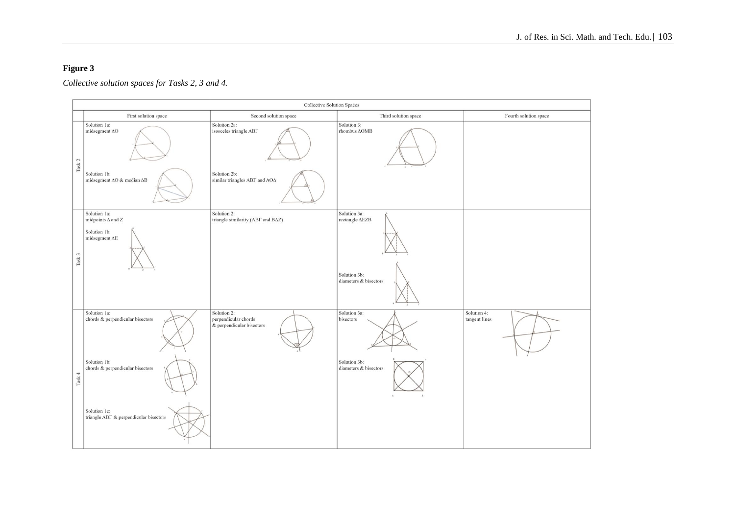**Figure 3**

*Collective solution spaces for Tasks 2, 3 and 4.*

| Collective Solution Spaces | | | | |
|---|---|---|---|---|
| | First solution space | Second solution space | Third solution space | Fourth solution space |
| Task 2 | Solution 1a: midsegment ΔO<br><br>Solution 1b: midsegment ΔO & median ΔB | Solution 2a: isosceles triangle ABΓ<br><br>Solution 2b: similar triangles ABΓ and AOΔ | Solution 3: rhombus ΔOMB | |
| Task 3 | Solution 1a: midpoints Δ and Z<br><br>Solution 1b: midsegment ΔE | Solution 2: triangle similarity (ABΓ and BΔZ) | Solution 3a: rectangle ΔEZB<br><br>Solution 3b: diameters & bisectors | |
| Task 4 | Solution 1a: chords & perpendicular bisectors<br><br>Solution 1b: chords & perpendicular bisectors<br><br>Solution 1c: triangle ABΓ & perpendicular bisectors | Solution 2: perpendicular chords & perpendicular bisectors | Solution 3a: bisectors<br><br>Solution 3b: diameters & bisectors | Solution 4: tangent lines |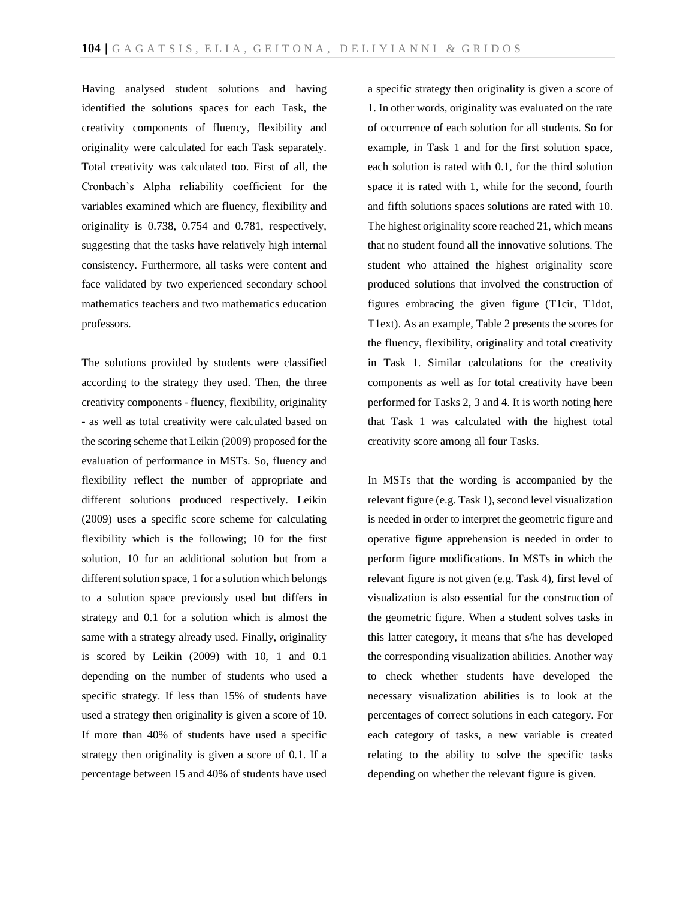Having analysed student solutions and having identified the solutions spaces for each Task, the creativity components of fluency, flexibility and originality were calculated for each Task separately. Total creativity was calculated too. First of all, the Cronbach's Alpha reliability coefficient for the variables examined which are fluency, flexibility and originality is 0.738, 0.754 and 0.781, respectively, suggesting that the tasks have relatively high internal consistency. Furthermore, all tasks were content and face validated by two experienced secondary school mathematics teachers and two mathematics education professors.

The solutions provided by students were classified according to the strategy they used. Then, the three creativity components - fluency, flexibility, originality - as well as total creativity were calculated based on the scoring scheme that Leikin (2009) proposed for the evaluation of performance in MSTs. So, fluency and flexibility reflect the number of appropriate and different solutions produced respectively. Leikin (2009) uses a specific score scheme for calculating flexibility which is the following; 10 for the first solution, 10 for an additional solution but from a different solution space, 1 for a solution which belongs to a solution space previously used but differs in strategy and 0.1 for a solution which is almost the same with a strategy already used. Finally, originality is scored by Leikin (2009) with 10, 1 and 0.1 depending on the number of students who used a specific strategy. If less than 15% of students have used a strategy then originality is given a score of 10. If more than 40% of students have used a specific strategy then originality is given a score of 0.1. If a percentage between 15 and 40% of students have used a specific strategy then originality is given a score of 1. In other words, originality was evaluated on the rate of occurrence of each solution for all students. So for example, in Task 1 and for the first solution space, each solution is rated with 0.1, for the third solution space it is rated with 1, while for the second, fourth and fifth solutions spaces solutions are rated with 10. The highest originality score reached 21, which means that no student found all the innovative solutions. The student who attained the highest originality score produced solutions that involved the construction of figures embracing the given figure (T1cir, T1dot, T1ext). As an example, Table 2 presents the scores for the fluency, flexibility, originality and total creativity in Task 1. Similar calculations for the creativity components as well as for total creativity have been performed for Tasks 2, 3 and 4. It is worth noting here that Task 1 was calculated with the highest total creativity score among all four Tasks.

In MSTs that the wording is accompanied by the relevant figure (e.g. Task 1), second level visualization is needed in order to interpret the geometric figure and operative figure apprehension is needed in order to perform figure modifications. In MSTs in which the relevant figure is not given (e.g. Task 4), first level of visualization is also essential for the construction of the geometric figure. When a student solves tasks in this latter category, it means that s/he has developed the corresponding visualization abilities. Another way to check whether students have developed the necessary visualization abilities is to look at the percentages of correct solutions in each category. For each category of tasks, a new variable is created relating to the ability to solve the specific tasks depending on whether the relevant figure is given.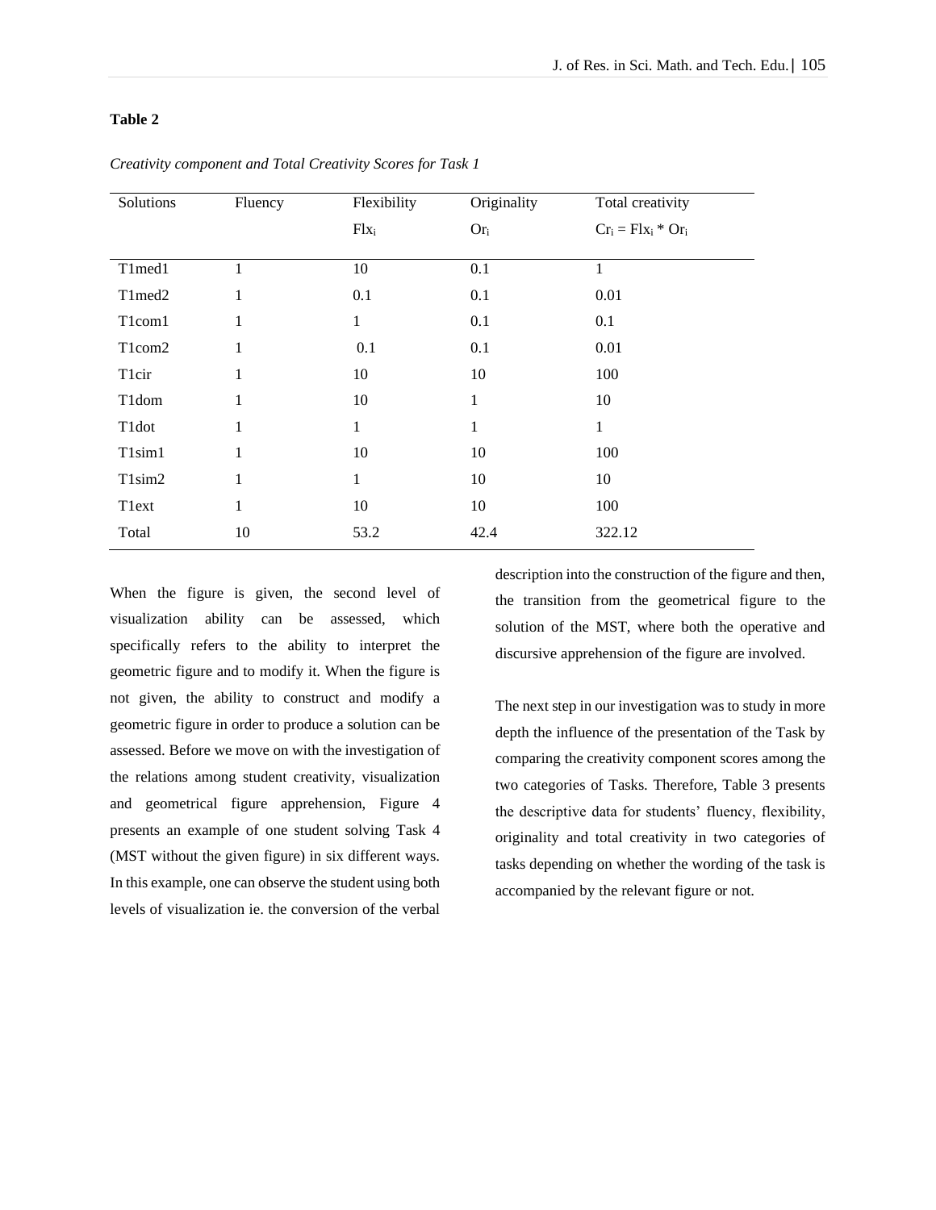**Table 2**

*Creativity component and Total Creativity Scores for Task 1*

| Solutions | Fluency | Flexibility $Flx_i$ | Originality $Or_i$ | Total creativity $Cr_i = Flx_i * Or_i$ |
|---|---|---|---|---|
| T1med1 | 1 | 10 | 0.1 | 1 |
| T1med2 | 1 | 0.1 | 0.1 | 0.01 |
| T1com1 | 1 | 1 | 0.1 | 0.1 |
| T1com2 | 1 | 0.1 | 0.1 | 0.01 |
| T1cir | 1 | 10 | 10 | 100 |
| T1dom | 1 | 10 | 1 | 10 |
| T1dot | 1 | 1 | 1 | 1 |
| T1sim1 | 1 | 10 | 10 | 100 |
| T1sim2 | 1 | 1 | 10 | 10 |
| T1ext | 1 | 10 | 10 | 100 |
| Total | 10 | 53.2 | 42.4 | 322.12 |

When the figure is given, the second level of visualization ability can be assessed, which specifically refers to the ability to interpret the geometric figure and to modify it. When the figure is not given, the ability to construct and modify a geometric figure in order to produce a solution can be assessed. Before we move on with the investigation of the relations among student creativity, visualization and geometrical figure apprehension, Figure 4 presents an example of one student solving Task 4 (MST without the given figure) in six different ways. In this example, one can observe the student using both levels of visualization ie. the conversion of the verbal description into the construction of the figure and then, the transition from the geometrical figure to the solution of the MST, where both the operative and discursive apprehension of the figure are involved.

The next step in our investigation was to study in more depth the influence of the presentation of the Task by comparing the creativity component scores among the two categories of Tasks. Therefore, Table 3 presents the descriptive data for students' fluency, flexibility, originality and total creativity in two categories of tasks depending on whether the wording of the task is accompanied by the relevant figure or not.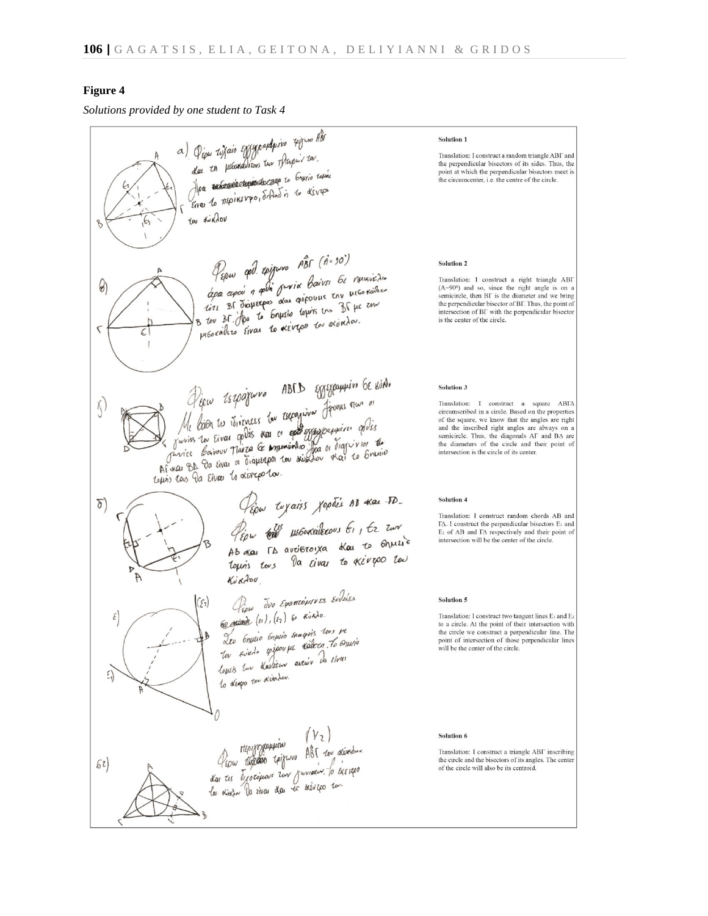**Figure 4**

*Solutions provided by one student to Task 4*

**Solution 1**

Translation: I construct a random triangle ΑΒΓ and the perpendicular bisectors of its sides. Thus, the point at which the perpendicular bisectors meet is the circumcenter, i.e. the centre of the circle.

**Solution 2**

Translation: I construct a right triangle ΑΒΓ ($A=90^0$) and so, since the right angle is on a semicircle, then ΒΓ is the diameter and we bring the perpendicular bisector of ΒΓ. Thus, the point of intersection of ΒΓ with the perpendicular bisector is the center of the circle.

**Solution 3**

Translation: I construct a square ΑΒΓΔ circumscribed in a circle. Based on the properties of the square, we know that the angles are right and the inscribed right angles are always on a semicircle. Thus, the diagonals ΑΓ and ΒΔ are the diameters of the circle and their point of intersection is the circle of its center.

**Solution 4**

Translation: I construct random chords AB and ΓΔ. I construct the perpendicular bisectors $E_1$ and $E_2$ of AB and ΓΔ respectively and their point of intersection will be the center of the circle.

**Solution 5**

Translation: I construct two tangent lines $E_1$ and $E_2$ to a circle. At the point of their intersection with the circle we construct a perpendicular line. The point of intersection of those perpendicular lines will be the center of the circle.

**Solution 6**

Translation: I construct a triangle ΑΒΓ inscribing the circle and the bisectors of its angles. The center of the circle will also be its centroid.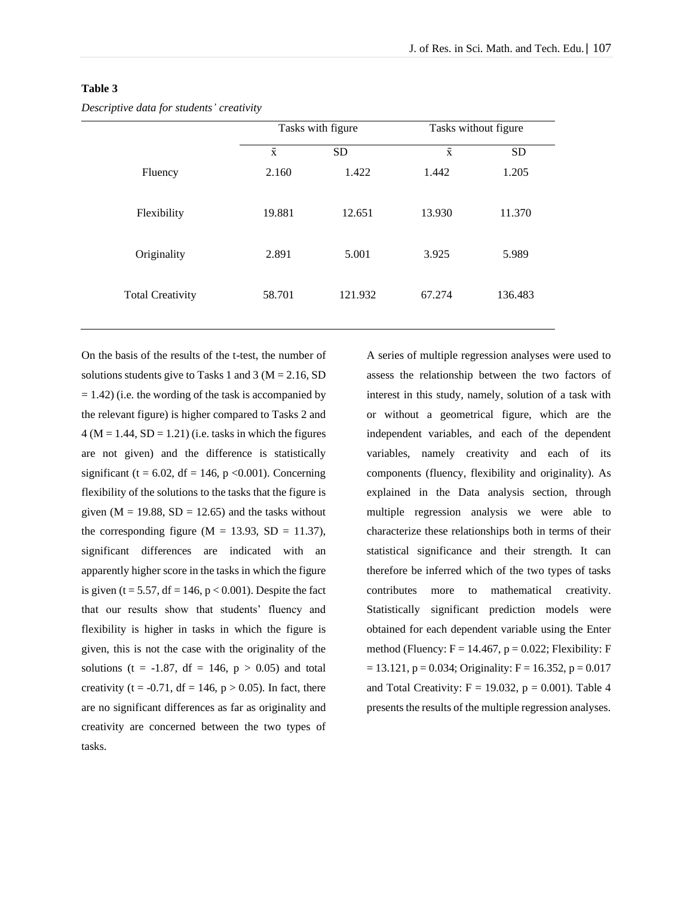**Table 3**

*Descriptive data for students' creativity*

| | Tasks with figure | | Tasks without figure | |
|---|---|---|---|---|
| | $\bar{x}$ | SD | $\bar{x}$ | SD |
| Fluency | 2.160 | 1.422 | 1.442 | 1.205 |
| Flexibility | 19.881 | 12.651 | 13.930 | 11.370 |
| Originality | 2.891 | 5.001 | 3.925 | 5.989 |
| Total Creativity | 58.701 | 121.932 | 67.274 | 136.483 |

On the basis of the results of the t-test, the number of solutions students give to Tasks 1 and 3 ($M = 2.16$, $SD = 1.42$) (i.e. the wording of the task is accompanied by the relevant figure) is higher compared to Tasks 2 and 4 ($M = 1.44$, $SD = 1.21$) (i.e. tasks in which the figures are not given) and the difference is statistically significant ($t = 6.02$, $df = 146$, $p < 0.001$). Concerning flexibility of the solutions to the tasks that the figure is given ($M = 19.88$, $SD = 12.65$) and the tasks without the corresponding figure ($M = 13.93$, $SD = 11.37$), significant differences are indicated with an apparently higher score in the tasks in which the figure is given ($t = 5.57$, $df = 146$, $p < 0.001$). Despite the fact that our results show that students' fluency and flexibility is higher in tasks in which the figure is given, this is not the case with the originality of the solutions ($t = -1.87$, $df = 146$, $p > 0.05$) and total creativity ($t = -0.71$, $df = 146$, $p > 0.05$). In fact, there are no significant differences as far as originality and creativity are concerned between the two types of tasks.

A series of multiple regression analyses were used to assess the relationship between the two factors of interest in this study, namely, solution of a task with or without a geometrical figure, which are the independent variables, and each of the dependent variables, namely creativity and each of its components (fluency, flexibility and originality). As explained in the Data analysis section, through multiple regression analysis we were able to characterize these relationships both in terms of their statistical significance and their strength. It can therefore be inferred which of the two types of tasks contributes more to mathematical creativity. Statistically significant prediction models were obtained for each dependent variable using the Enter method (Fluency: $F = 14.467$, $p = 0.022$; Flexibility: $F = 13.121$, $p = 0.034$; Originality: $F = 16.352$, $p = 0.017$ and Total Creativity: $F = 19.032$, $p = 0.001$). Table 4 presents the results of the multiple regression analyses.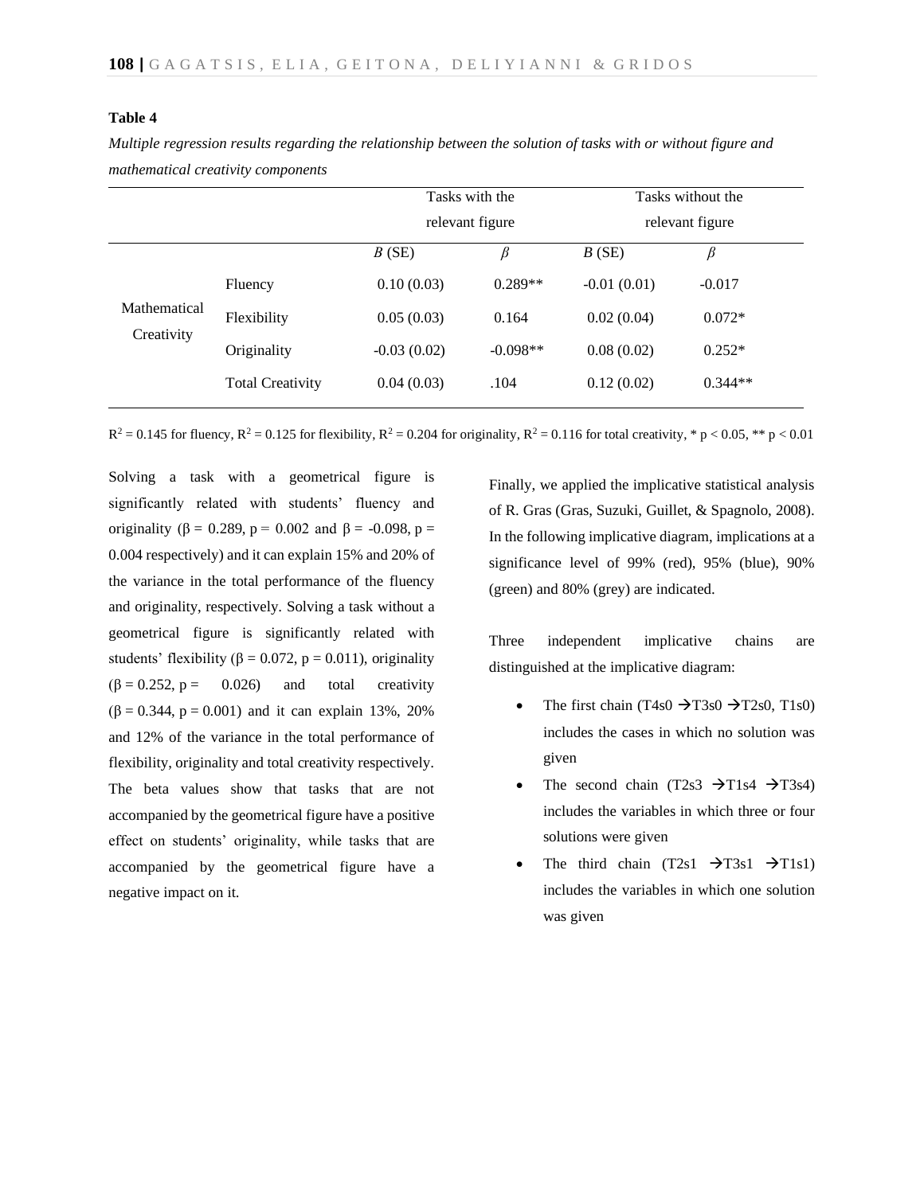**Table 4**

*Multiple regression results regarding the relationship between the solution of tasks with or without figure and mathematical creativity components*

| | | Tasks with the relevant figure | | Tasks without the relevant figure | |
|---|---|---|---|---|---|
| | | *B* (SE) | *β* | *B* (SE) | *β* |
| Mathematical Creativity | Fluency | 0.10 (0.03) | 0.289** | -0.01 (0.01) | -0.017 |
| | Flexibility | 0.05 (0.03) | 0.164 | 0.02 (0.04) | 0.072* |
| | Originality | -0.03 (0.02) | -0.098** | 0.08 (0.02) | 0.252* |
| | Total Creativity | 0.04 (0.03) | .104 | 0.12 (0.02) | 0.344** |

$R^2 = 0.145$ for fluency, $R^2 = 0.125$ for flexibility, $R^2 = 0.204$ for originality, $R^2 = 0.116$ for total creativity, * $p < 0.05$, ** $p < 0.01$

Solving a task with a geometrical figure is significantly related with students' fluency and originality (β = 0.289, p = 0.002 and β = -0.098, p = 0.004 respectively) and it can explain 15% and 20% of the variance in the total performance of the fluency and originality, respectively. Solving a task without a geometrical figure is significantly related with students' flexibility (β = 0.072, p = 0.011), originality (β = 0.252, p = 0.026) and total creativity (β = 0.344, p = 0.001) and it can explain 13%, 20% and 12% of the variance in the total performance of flexibility, originality and total creativity respectively. The beta values show that tasks that are not accompanied by the geometrical figure have a positive effect on students' originality, while tasks that are accompanied by the geometrical figure have a negative impact on it.

Finally, we applied the implicative statistical analysis of R. Gras (Gras, Suzuki, Guillet, & Spagnolo, 2008). In the following implicative diagram, implications at a significance level of 99% (red), 95% (blue), 90% (green) and 80% (grey) are indicated.

Three independent implicative chains are distinguished at the implicative diagram:

- The first chain (T4s0 → T3s0 → T2s0, T1s0) includes the cases in which no solution was given
- The second chain (T2s3 → T1s4 → T3s4) includes the variables in which three or four solutions were given
- The third chain (T2s1 → T3s1 → T1s1) includes the variables in which one solution was given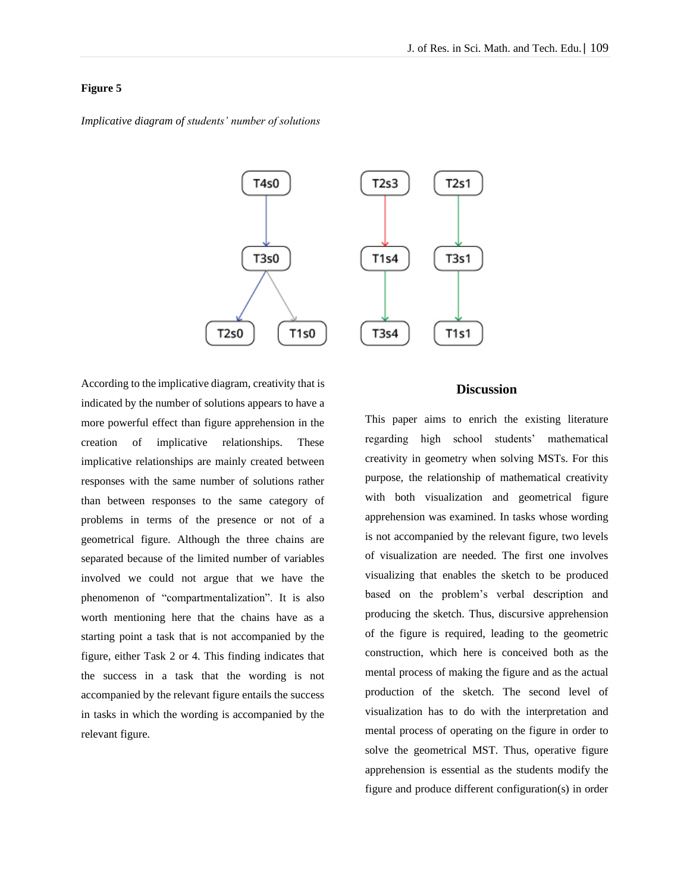**Figure 5**

*Implicative diagram of students' number of solutions*

According to the implicative diagram, creativity that is indicated by the number of solutions appears to have a more powerful effect than figure apprehension in the creation of implicative relationships. These implicative relationships are mainly created between responses with the same number of solutions rather than between responses to the same category of problems in terms of the presence or not of a geometrical figure. Although the three chains are separated because of the limited number of variables involved we could not argue that we have the phenomenon of "compartmentalization". It is also worth mentioning here that the chains have as a starting point a task that is not accompanied by the figure, either Task 2 or 4. This finding indicates that the success in a task that the wording is not accompanied by the relevant figure entails the success in tasks in which the wording is accompanied by the relevant figure.

## Discussion

This paper aims to enrich the existing literature regarding high school students' mathematical creativity in geometry when solving MSTs. For this purpose, the relationship of mathematical creativity with both visualization and geometrical figure apprehension was examined. In tasks whose wording is not accompanied by the relevant figure, two levels of visualization are needed. The first one involves visualizing that enables the sketch to be produced based on the problem's verbal description and producing the sketch. Thus, discursive apprehension of the figure is required, leading to the geometric construction, which here is conceived both as the mental process of making the figure and as the actual production of the sketch. The second level of visualization has to do with the interpretation and mental process of operating on the figure in order to solve the geometrical MST. Thus, operative figure apprehension is essential as the students modify the figure and produce different configuration(s) in order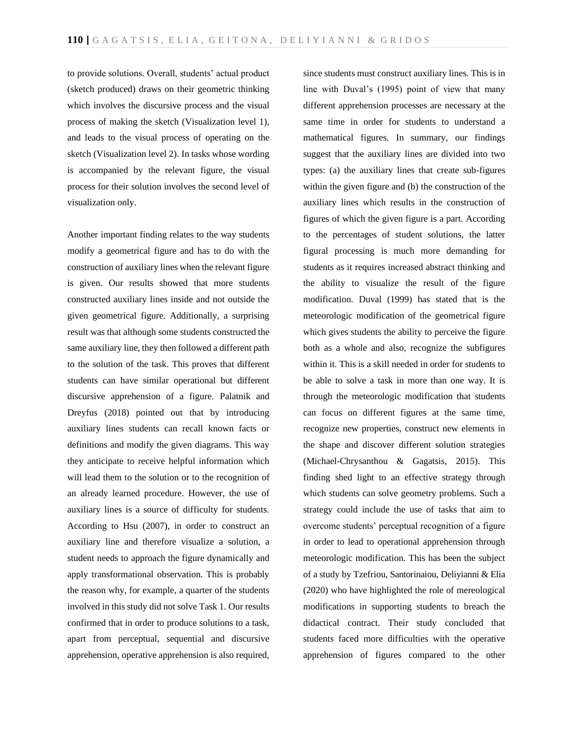to provide solutions. Overall, students' actual product (sketch produced) draws on their geometric thinking which involves the discursive process and the visual process of making the sketch (Visualization level 1), and leads to the visual process of operating on the sketch (Visualization level 2). In tasks whose wording is accompanied by the relevant figure, the visual process for their solution involves the second level of visualization only.

Another important finding relates to the way students modify a geometrical figure and has to do with the construction of auxiliary lines when the relevant figure is given. Our results showed that more students constructed auxiliary lines inside and not outside the given geometrical figure. Additionally, a surprising result was that although some students constructed the same auxiliary line, they then followed a different path to the solution of the task. This proves that different students can have similar operational but different discursive apprehension of a figure. Palatnik and Dreyfus (2018) pointed out that by introducing auxiliary lines students can recall known facts or definitions and modify the given diagrams. This way they anticipate to receive helpful information which will lead them to the solution or to the recognition of an already learned procedure. However, the use of auxiliary lines is a source of difficulty for students. According to Hsu (2007), in order to construct an auxiliary line and therefore visualize a solution, a student needs to approach the figure dynamically and apply transformational observation. This is probably the reason why, for example, a quarter of the students involved in this study did not solve Task 1. Our results confirmed that in order to produce solutions to a task, apart from perceptual, sequential and discursive apprehension, operative apprehension is also required, since students must construct auxiliary lines. This is in line with Duval's (1995) point of view that many different apprehension processes are necessary at the same time in order for students to understand a mathematical figures. In summary, our findings suggest that the auxiliary lines are divided into two types: (a) the auxiliary lines that create sub-figures within the given figure and (b) the construction of the auxiliary lines which results in the construction of figures of which the given figure is a part. According to the percentages of student solutions, the latter figural processing is much more demanding for students as it requires increased abstract thinking and the ability to visualize the result of the figure modification. Duval (1999) has stated that is the meteorologic modification of the geometrical figure which gives students the ability to perceive the figure both as a whole and also, recognize the subfigures within it. This is a skill needed in order for students to be able to solve a task in more than one way. It is through the meteorologic modification that students can focus on different figures at the same time, recognize new properties, construct new elements in the shape and discover different solution strategies (Michael-Chrysanthou & Gagatsis, 2015). This finding shed light to an effective strategy through which students can solve geometry problems. Such a strategy could include the use of tasks that aim to overcome students' perceptual recognition of a figure in order to lead to operational apprehension through meteorologic modification. This has been the subject of a study by Tzefriou, Santorinaiou, Deliyianni & Elia (2020) who have highlighted the role of mereological modifications in supporting students to breach the didactical contract. Their study concluded that students faced more difficulties with the operative apprehension of figures compared to the other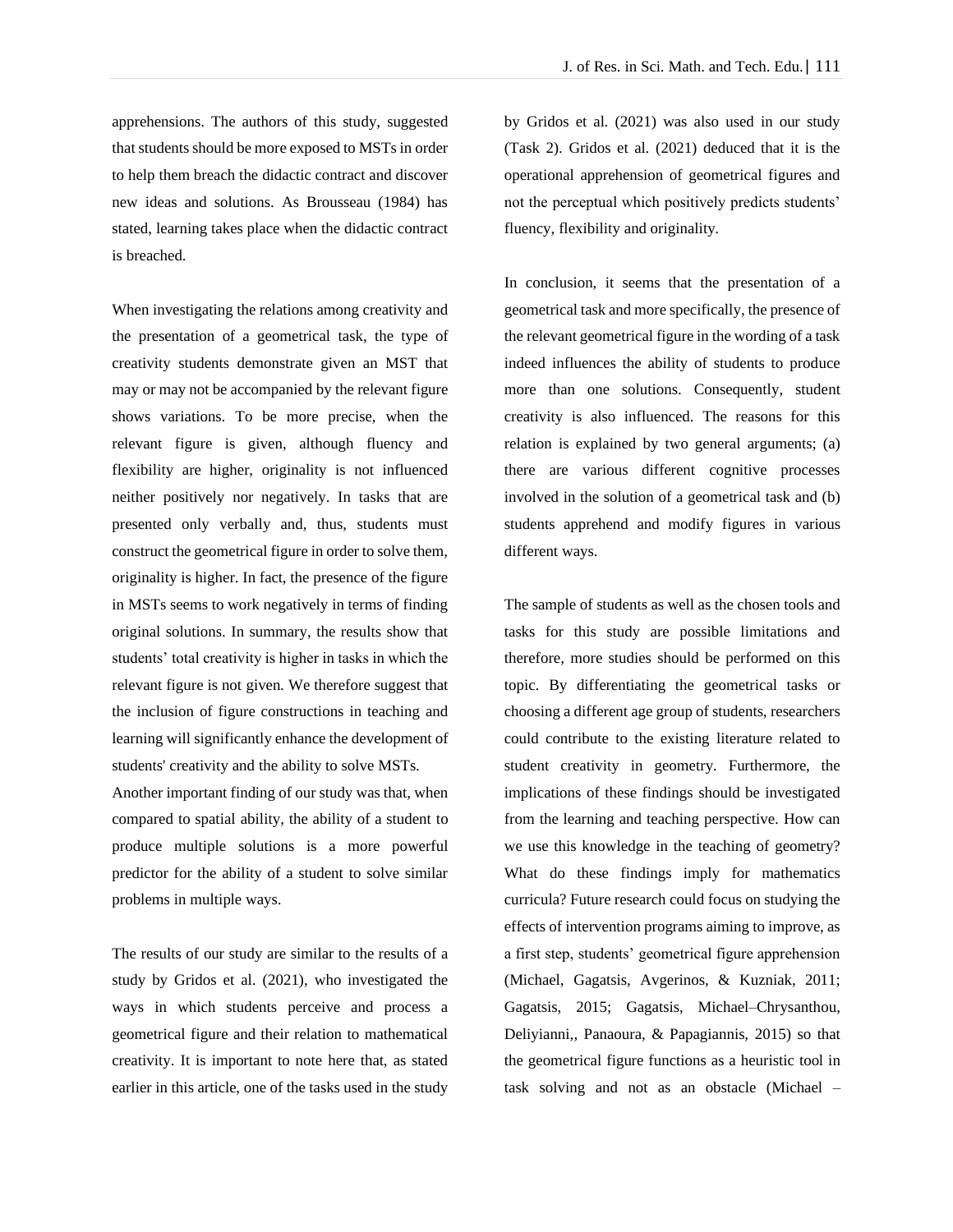apprehensions. The authors of this study, suggested that students should be more exposed to MSTs in order to help them breach the didactic contract and discover new ideas and solutions. As Brousseau (1984) has stated, learning takes place when the didactic contract is breached.

When investigating the relations among creativity and the presentation of a geometrical task, the type of creativity students demonstrate given an MST that may or may not be accompanied by the relevant figure shows variations. To be more precise, when the relevant figure is given, although fluency and flexibility are higher, originality is not influenced neither positively nor negatively. In tasks that are presented only verbally and, thus, students must construct the geometrical figure in order to solve them, originality is higher. In fact, the presence of the figure in MSTs seems to work negatively in terms of finding original solutions. In summary, the results show that students' total creativity is higher in tasks in which the relevant figure is not given. We therefore suggest that the inclusion of figure constructions in teaching and learning will significantly enhance the development of students' creativity and the ability to solve MSTs.
Another important finding of our study was that, when compared to spatial ability, the ability of a student to produce multiple solutions is a more powerful predictor for the ability of a student to solve similar problems in multiple ways.

The results of our study are similar to the results of a study by Gridos et al. (2021), who investigated the ways in which students perceive and process a geometrical figure and their relation to mathematical creativity. It is important to note here that, as stated earlier in this article, one of the tasks used in the study by Gridos et al. (2021) was also used in our study (Task 2). Gridos et al. (2021) deduced that it is the operational apprehension of geometrical figures and not the perceptual which positively predicts students' fluency, flexibility and originality.

In conclusion, it seems that the presentation of a geometrical task and more specifically, the presence of the relevant geometrical figure in the wording of a task indeed influences the ability of students to produce more than one solutions. Consequently, student creativity is also influenced. The reasons for this relation is explained by two general arguments; (a) there are various different cognitive processes involved in the solution of a geometrical task and (b) students apprehend and modify figures in various different ways.

The sample of students as well as the chosen tools and tasks for this study are possible limitations and therefore, more studies should be performed on this topic. By differentiating the geometrical tasks or choosing a different age group of students, researchers could contribute to the existing literature related to student creativity in geometry. Furthermore, the implications of these findings should be investigated from the learning and teaching perspective. How can we use this knowledge in the teaching of geometry? What do these findings imply for mathematics curricula? Future research could focus on studying the effects of intervention programs aiming to improve, as a first step, students' geometrical figure apprehension (Michael, Gagatsis, Avgerinos, & Kuzniak, 2011; Gagatsis, 2015; Gagatsis, Michael–Chrysanthou, Deliyianni,, Panaoura, & Papagiannis, 2015) so that the geometrical figure functions as a heuristic tool in task solving and not as an obstacle (Michael –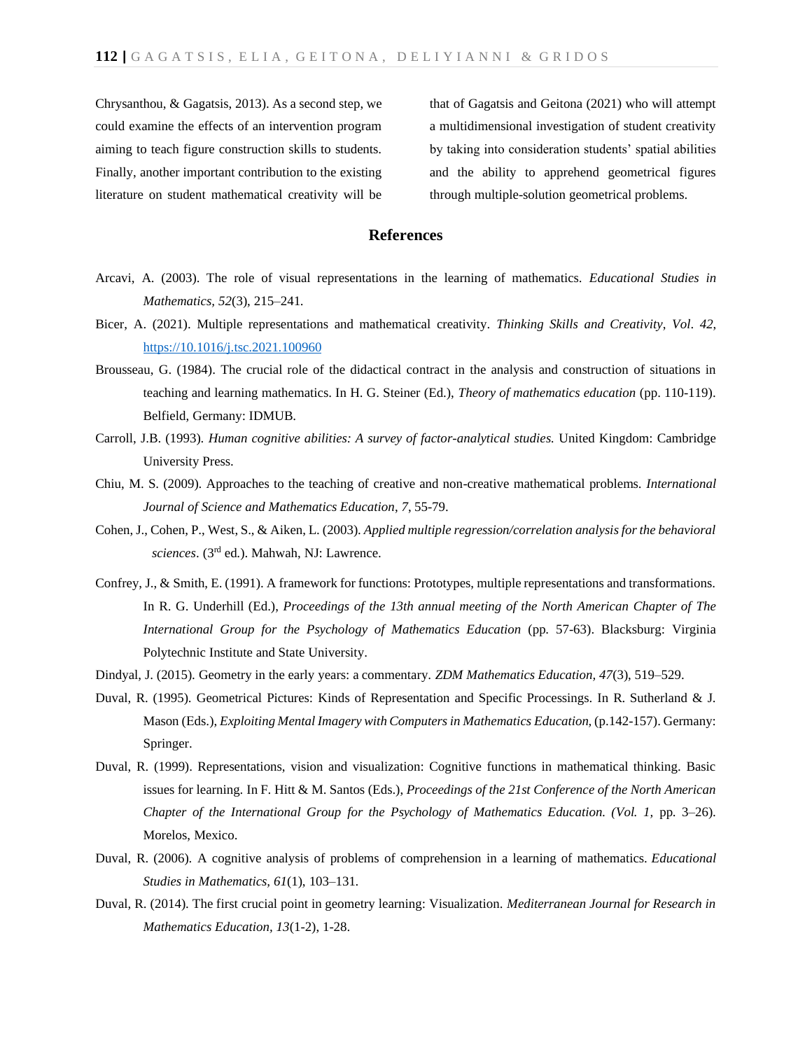Chrysanthou, & Gagatsis, 2013). As a second step, we could examine the effects of an intervention program aiming to teach figure construction skills to students. Finally, another important contribution to the existing literature on student mathematical creativity will be that of Gagatsis and Geitona (2021) who will attempt a multidimensional investigation of student creativity by taking into consideration students' spatial abilities and the ability to apprehend geometrical figures through multiple-solution geometrical problems.

## References

Arcavi, A. (2003). The role of visual representations in the learning of mathematics. *Educational Studies in Mathematics, 52*(3), 215–241.

Bicer, A. (2021). Multiple representations and mathematical creativity. *Thinking Skills and Creativity*, *Vol. 42*, https://10.1016/j.tsc.2021.100960

Brousseau, G. (1984). The crucial role of the didactical contract in the analysis and construction of situations in teaching and learning mathematics. In H. G. Steiner (Ed.), *Theory of mathematics education* (pp. 110-119). Belfield, Germany: IDMUB.

Carroll, J.B. (1993). *Human cognitive abilities: A survey of factor-analytical studies.* United Kingdom: Cambridge University Press.

Chiu, M. S. (2009). Approaches to the teaching of creative and non-creative mathematical problems. *International Journal of Science and Mathematics Education*, *7*, 55-79.

Cohen, J., Cohen, P., West, S., & Aiken, L. (2003). *Applied multiple regression/correlation analysis for the behavioral sciences*. (3rd ed.). Mahwah, NJ: Lawrence.

Confrey, J., & Smith, E. (1991). A framework for functions: Prototypes, multiple representations and transformations. In R. G. Underhill (Ed.), *Proceedings of the 13th annual meeting of the North American Chapter of The International Group for the Psychology of Mathematics Education* (pp. 57-63). Blacksburg: Virginia Polytechnic Institute and State University.

Dindyal, J. (2015). Geometry in the early years: a commentary. *ZDM Mathematics Education, 47*(3), 519–529.

Duval, R. (1995). Geometrical Pictures: Kinds of Representation and Specific Processings. In R. Sutherland & J. Mason (Eds.), *Exploiting Mental Imagery with Computers in Mathematics Education,* (p.142-157). Germany: Springer.

Duval, R. (1999). Representations, vision and visualization: Cognitive functions in mathematical thinking. Basic issues for learning. In F. Hitt & M. Santos (Eds.), *Proceedings of the 21st Conference of the North American Chapter of the International Group for the Psychology of Mathematics Education. (Vol. 1,* pp. 3–26). Morelos, Mexico.

Duval, R. (2006). A cognitive analysis of problems of comprehension in a learning of mathematics. *Educational Studies in Mathematics, 61*(1), 103–131.

Duval, R. (2014). The first crucial point in geometry learning: Visualization. *Mediterranean Journal for Research in Mathematics Education, 13*(1-2), 1-28.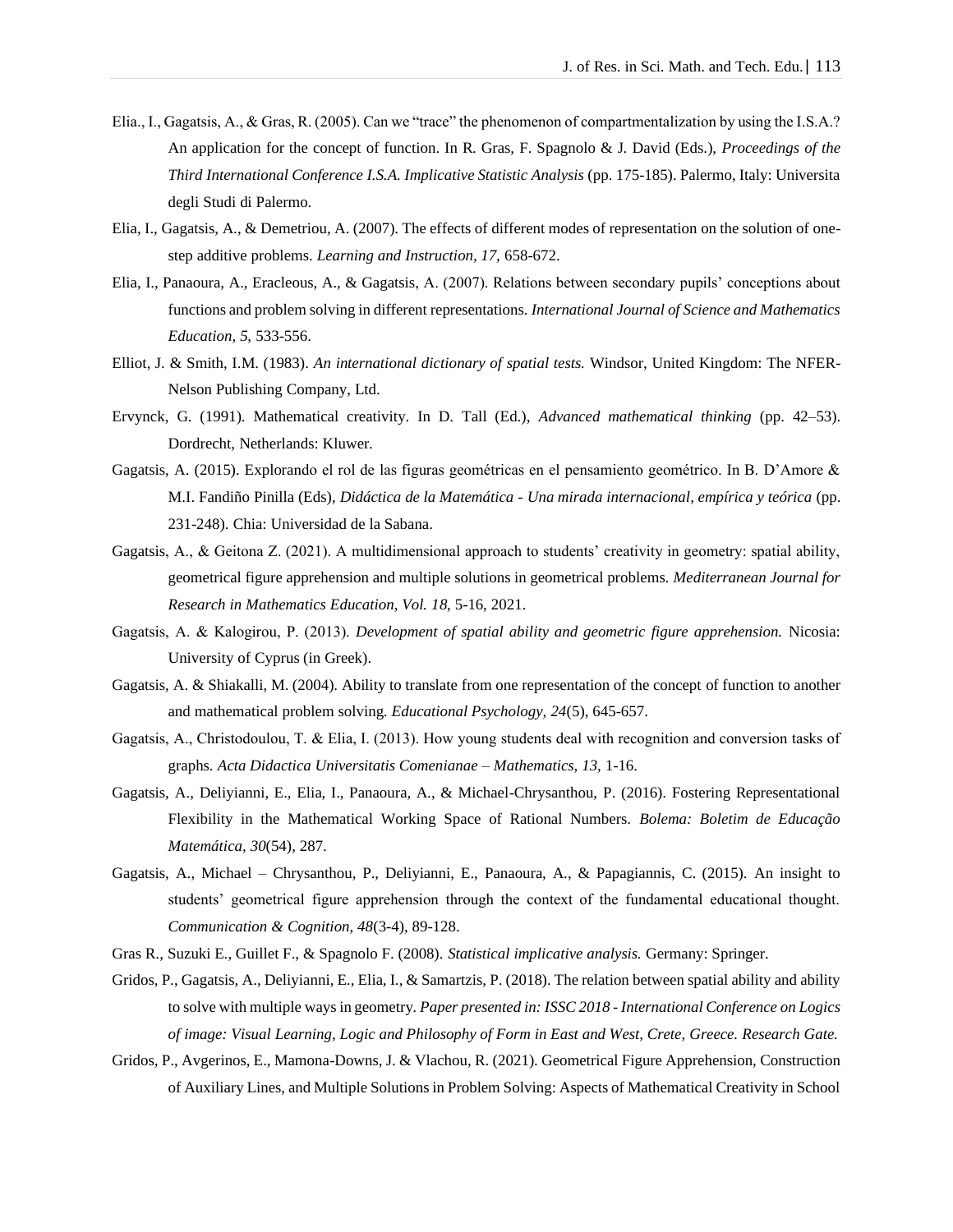Elia., I., Gagatsis, A., & Gras, R. (2005). Can we "trace" the phenomenon of compartmentalization by using the I.S.A.? An application for the concept of function. In R. Gras, F. Spagnolo & J. David (Eds.), *Proceedings of the Third International Conference I.S.A. Implicative Statistic Analysis* (pp. 175-185). Palermo, Italy: Universita degli Studi di Palermo.

Elia, I., Gagatsis, A., & Demetriou, A. (2007). The effects of different modes of representation on the solution of one-step additive problems. *Learning and Instruction*, *17,* 658-672.

Elia, I., Panaoura, A., Eracleous, A., & Gagatsis, A. (2007). Relations between secondary pupils' conceptions about functions and problem solving in different representations. *International Journal of Science and Mathematics Education, 5*, 533-556.

Elliot, J. & Smith, I.M. (1983). *An international dictionary of spatial tests.* Windsor, United Kingdom: The NFER-Nelson Publishing Company, Ltd.

Ervynck, G. (1991). Mathematical creativity. In D. Tall (Ed.), *Advanced mathematical thinking* (pp. 42–53). Dordrecht, Netherlands: Kluwer.

Gagatsis, A. (2015). Explorando el rol de las figuras geométricas en el pensamiento geométrico. In B. D'Amore & M.I. Fandiño Pinilla (Eds), *Didáctica de la Matemática - Una mirada internacional, empírica y teórica* (pp. 231-248). Chia: Universidad de la Sabana.

Gagatsis, A., & Geitona Z. (2021). A multidimensional approach to students' creativity in geometry: spatial ability, geometrical figure apprehension and multiple solutions in geometrical problems. *Mediterranean Journal for Research in Mathematics Education, Vol. 18*, 5-16, 2021.

Gagatsis, A. & Kalogirou, P. (2013). *Development of spatial ability and geometric figure apprehension.* Nicosia: University of Cyprus (in Greek).

Gagatsis, A. & Shiakalli, M. (2004). Ability to translate from one representation of the concept of function to another and mathematical problem solving. *Educational Psychology, 24*(5), 645-657.

Gagatsis, A., Christodoulou, T. & Elia, I. (2013). How young students deal with recognition and conversion tasks of graphs. *Acta Didactica Universitatis Comenianae – Mathematics, 13,* 1-16.

Gagatsis, A., Deliyianni, E., Elia, I., Panaoura, A., & Michael-Chrysanthou, P. (2016). Fostering Representational Flexibility in the Mathematical Working Space of Rational Numbers. *Bolema: Boletim de Educação Matemática*, *30*(54), 287.

Gagatsis, A., Michael – Chrysanthou, P., Deliyianni, E., Panaoura, A., & Papagiannis, C. (2015). An insight to students' geometrical figure apprehension through the context of the fundamental educational thought. *Communication & Cognition, 48*(3-4), 89-128.

Gras R., Suzuki E., Guillet F., & Spagnolo F. (2008). *Statistical implicative analysis.* Germany: Springer.

Gridos, P., Gagatsis, A., Deliyianni, E., Elia, I., & Samartzis, P. (2018). The relation between spatial ability and ability to solve with multiple ways in geometry. *Paper presented in: ISSC 2018 - International Conference on Logics of image: Visual Learning, Logic and Philosophy of Form in East and West, Crete, Greece. Research Gate.*

Gridos, P., Avgerinos, E., Mamona-Downs, J. & Vlachou, R. (2021). Geometrical Figure Apprehension, Construction of Auxiliary Lines, and Multiple Solutions in Problem Solving: Aspects of Mathematical Creativity in School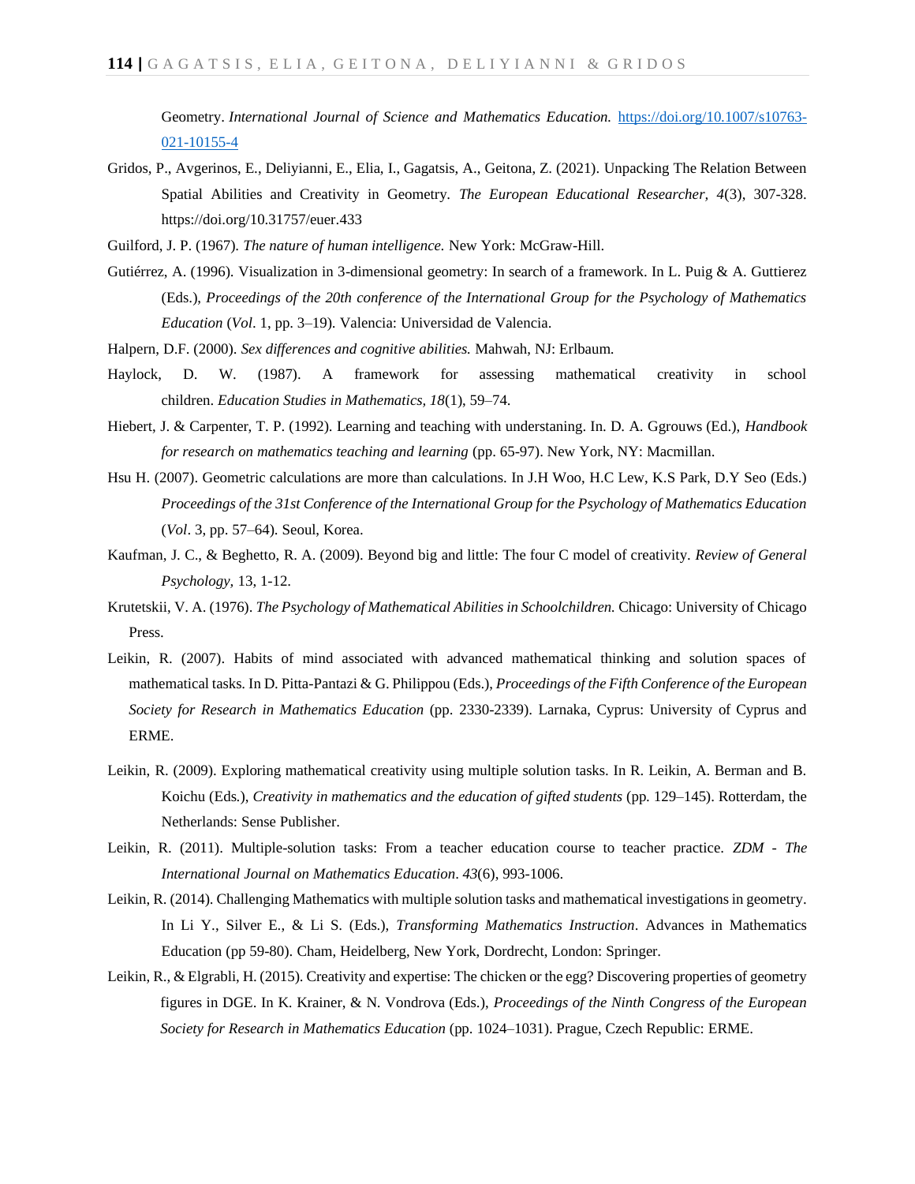Geometry. *International Journal of Science and Mathematics Education.* https://doi.org/10.1007/s10763-021-10155-4

Gridos, P., Avgerinos, E., Deliyianni, E., Elia, I., Gagatsis, A., Geitona, Z. (2021). Unpacking The Relation Between Spatial Abilities and Creativity in Geometry. *The European Educational Researcher, 4*(3), 307-328. https://doi.org/10.31757/euer.433

Guilford, J. P. (1967). *The nature of human intelligence.* New York: McGraw-Hill.

Gutiérrez, A. (1996). Visualization in 3-dimensional geometry: In search of a framework. In L. Puig & A. Guttierez (Eds.), *Proceedings of the 20th conference of the International Group for the Psychology of Mathematics Education* (*Vol*. 1, pp. 3–19). Valencia: Universidad de Valencia.

Halpern, D.F. (2000). *Sex differences and cognitive abilities.* Mahwah, NJ: Erlbaum.

Haylock, D. W. (1987). A framework for assessing mathematical creativity in school children. *Education Studies in Mathematics, 18*(1), 59–74.

Hiebert, J. & Carpenter, T. P. (1992). Learning and teaching with understaning. In. D. A. Ggrouws (Ed.), *Handbook for research on mathematics teaching and learning* (pp. 65-97). New York, NY: Macmillan.

Hsu H. (2007). Geometric calculations are more than calculations. In J.H Woo, H.C Lew, K.S Park, D.Y Seo (Eds.) *Proceedings of the 31st Conference of the International Group for the Psychology of Mathematics Education* (*Vol*. 3, pp. 57–64). Seoul, Korea.

Kaufman, J. C., & Beghetto, R. A. (2009). Beyond big and little: The four C model of creativity. *Review of General Psychology,* 13, 1-12.

Krutetskii, V. A. (1976). *The Psychology of Mathematical Abilities in Schoolchildren.* Chicago: University of Chicago Press.

Leikin, R. (2007). Habits of mind associated with advanced mathematical thinking and solution spaces of mathematical tasks. In D. Pitta-Pantazi & G. Philippou (Eds.), *Proceedings of the Fifth Conference of the European Society for Research in Mathematics Education* (pp. 2330-2339). Larnaka, Cyprus: University of Cyprus and ERME.

Leikin, R. (2009). Exploring mathematical creativity using multiple solution tasks. In R. Leikin, A. Berman and B. Koichu (Eds.), *Creativity in mathematics and the education of gifted students* (pp. 129–145). Rotterdam, the Netherlands: Sense Publisher.

Leikin, R. (2011). Multiple-solution tasks: From a teacher education course to teacher practice. *ZDM - The International Journal on Mathematics Education*. *43*(6), 993-1006.

Leikin, R. (2014). Challenging Mathematics with multiple solution tasks and mathematical investigations in geometry. In Li Y., Silver E., & Li S. (Eds.), *Transforming Mathematics Instruction*. Advances in Mathematics Education (pp 59-80). Cham, Heidelberg, New York, Dordrecht, London: Springer.

Leikin, R., & Elgrabli, H. (2015). Creativity and expertise: The chicken or the egg? Discovering properties of geometry figures in DGE. In K. Krainer, & N. Vondrova (Eds.), *Proceedings of the Ninth Congress of the European Society for Research in Mathematics Education* (pp. 1024–1031). Prague, Czech Republic: ERME.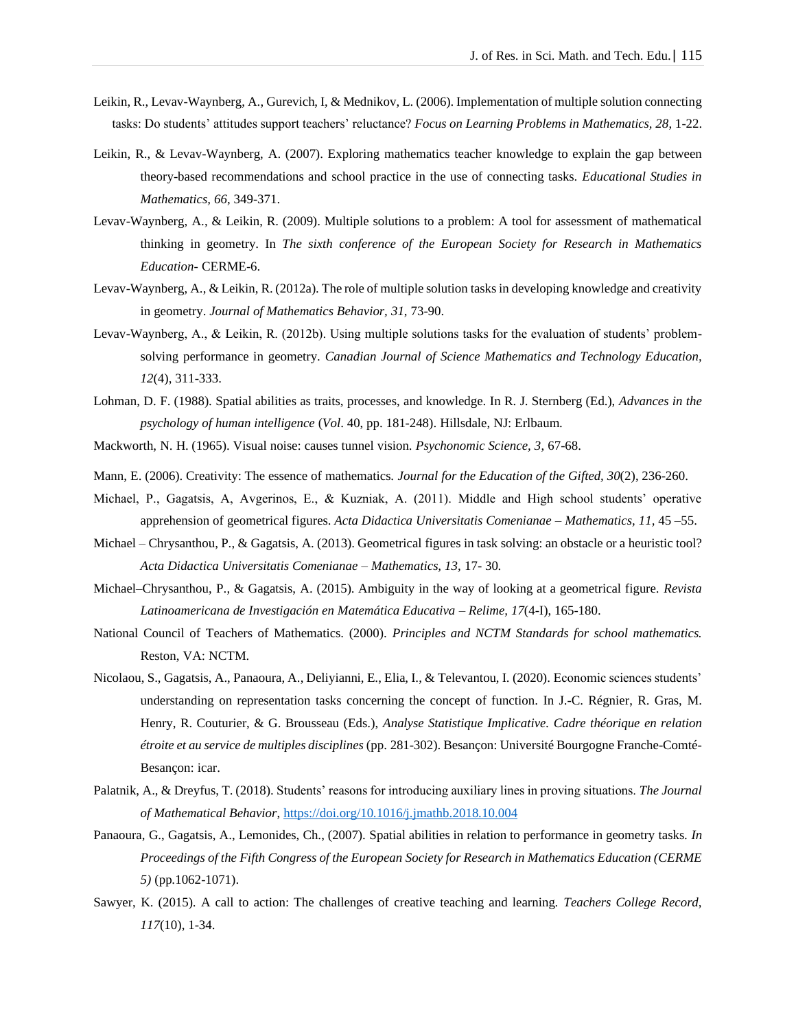Leikin, R., Levav-Waynberg, A., Gurevich, I, & Mednikov, L. (2006). Implementation of multiple solution connecting tasks: Do students' attitudes support teachers' reluctance? *Focus on Learning Problems in Mathematics, 28*, 1-22.

Leikin, R., & Levav-Waynberg, A. (2007). Exploring mathematics teacher knowledge to explain the gap between theory-based recommendations and school practice in the use of connecting tasks. *Educational Studies in Mathematics, 66*, 349-371.

Levav-Waynberg, A., & Leikin, R. (2009). Multiple solutions to a problem: A tool for assessment of mathematical thinking in geometry. In *The sixth conference of the European Society for Research in Mathematics Education*- CERME-6.

Levav-Waynberg, A., & Leikin, R. (2012a). The role of multiple solution tasks in developing knowledge and creativity in geometry. *Journal of Mathematics Behavior, 31*, 73-90.

Levav-Waynberg, A., & Leikin, R. (2012b). Using multiple solutions tasks for the evaluation of students' problem-solving performance in geometry. *Canadian Journal of Science Mathematics and Technology Education, 12*(4), 311-333.

Lohman, D. F. (1988). Spatial abilities as traits, processes, and knowledge. In R. J. Sternberg (Ed.), *Advances in the psychology of human intelligence* (*Vol*. 40, pp. 181-248). Hillsdale, NJ: Erlbaum.

Mackworth, N. H. (1965). Visual noise: causes tunnel vision. *Psychonomic Science, 3*, 67-68.

Mann, E. (2006). Creativity: The essence of mathematics. *Journal for the Education of the Gifted, 30*(2), 236-260.

Michael, P., Gagatsis, A, Avgerinos, E., & Kuzniak, A. (2011). Middle and High school students' operative apprehension of geometrical figures. *Acta Didactica Universitatis Comenianae – Mathematics, 11*, 45 –55.

Michael – Chrysanthou, P., & Gagatsis, A. (2013). Geometrical figures in task solving: an obstacle or a heuristic tool? *Acta Didactica Universitatis Comenianae – Mathematics, 13*, 17- 30.

Michael–Chrysanthou, P., & Gagatsis, A. (2015). Ambiguity in the way of looking at a geometrical figure. *Revista Latinoamericana de Investigación en Matemática Educativa – Relime, 17*(4-I), 165-180.

National Council of Teachers of Mathematics. (2000). *Principles and NCTM Standards for school mathematics.* Reston, VA: NCTM.

Nicolaou, S., Gagatsis, A., Panaoura, A., Deliyianni, E., Elia, I., & Televantou, I. (2020). Economic sciences students' understanding on representation tasks concerning the concept of function. In J.-C. Régnier, R. Gras, M. Henry, R. Couturier, & G. Brousseau (Eds.), *Analyse Statistique Implicative. Cadre théorique en relation étroite et au service de multiples disciplines* (pp. 281-302). Besançon: Université Bourgogne Franche-Comté-Besançon: icar.

Palatnik, A., & Dreyfus, T. (2018). Students' reasons for introducing auxiliary lines in proving situations. *The Journal of Mathematical Behavior*, https://doi.org/10.1016/j.jmathb.2018.10.004

Panaoura, G., Gagatsis, A., Lemonides, Ch., (2007). Spatial abilities in relation to performance in geometry tasks. *In Proceedings of the Fifth Congress of the European Society for Research in Mathematics Education (CERME 5)* (pp.1062-1071).

Sawyer, K. (2015). A call to action: The challenges of creative teaching and learning. *Teachers College Record, 117*(10), 1-34.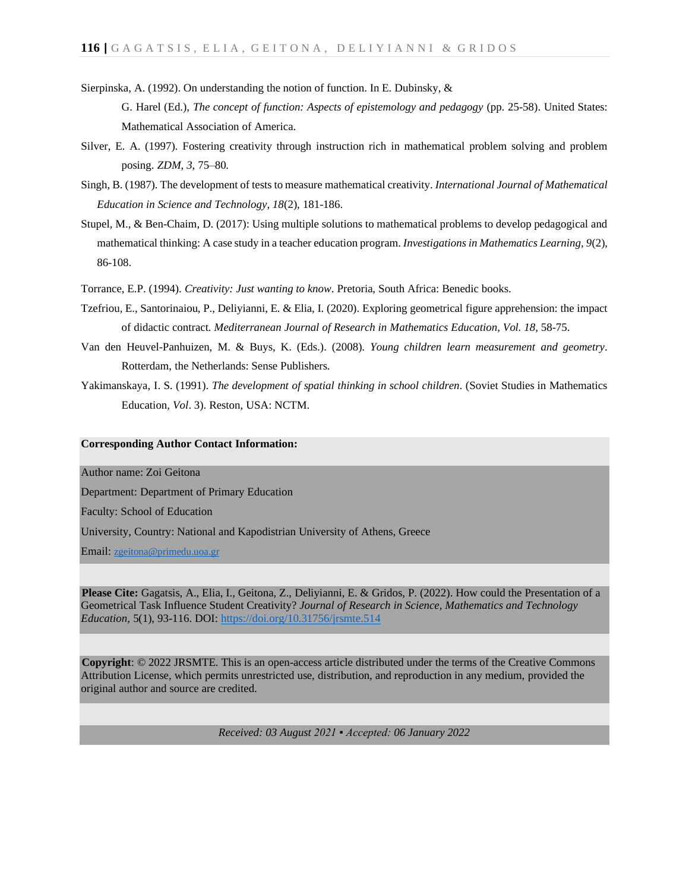Sierpinska, A. (1992). On understanding the notion of function. In E. Dubinsky, & G. Harel (Ed.), *The concept of function: Aspects of epistemology and pedagogy* (pp. 25-58). United States: Mathematical Association of America.

Silver, E. A. (1997). Fostering creativity through instruction rich in mathematical problem solving and problem posing. *ZDM, 3*, 75–80.

Singh, B. (1987). The development of tests to measure mathematical creativity. *International Journal of Mathematical Education in Science and Technology, 18*(2), 181-186.

Stupel, M., & Ben-Chaim, D. (2017): Using multiple solutions to mathematical problems to develop pedagogical and mathematical thinking: A case study in a teacher education program. *Investigations in Mathematics Learning, 9*(2), 86-108.

Torrance, E.P. (1994). *Creativity: Just wanting to know*. Pretoria, South Africa: Benedic books.

Tzefriou, E., Santorinaiou, P., Deliyianni, E. & Elia, I. (2020). Exploring geometrical figure apprehension: the impact of didactic contract. *Mediterranean Journal of Research in Mathematics Education, Vol. 18,* 58-75.

Van den Heuvel-Panhuizen, M. & Buys, K. (Eds.). (2008). *Young children learn measurement and geometry*. Rotterdam, the Netherlands: Sense Publishers.

Yakimanskaya, I. S. (1991). *The development of spatial thinking in school children*. (Soviet Studies in Mathematics Education, *Vol*. 3). Reston, USA: NCTM.

**Corresponding Author Contact Information:**

Author name: Zoi Geitona

Department: Department of Primary Education

Faculty: School of Education

University, Country: National and Kapodistrian University of Athens, Greece

Email: zgeitona@primedu.uoa.gr

**Please Cite:** Gagatsis, A., Elia, I., Geitona, Z., Deliyianni, E. & Gridos, P. (2022). How could the Presentation of a Geometrical Task Influence Student Creativity? *Journal of Research in Science, Mathematics and Technology Education,* 5(1), 93-116. DOI: https://doi.org/10.31756/jrsmte.514

**Copyright**: © 2022 JRSMTE. This is an open-access article distributed under the terms of the Creative Commons Attribution License, which permits unrestricted use, distribution, and reproduction in any medium, provided the original author and source are credited.

*Received: 03 August 2021 ▪ Accepted: 06 January 2022*